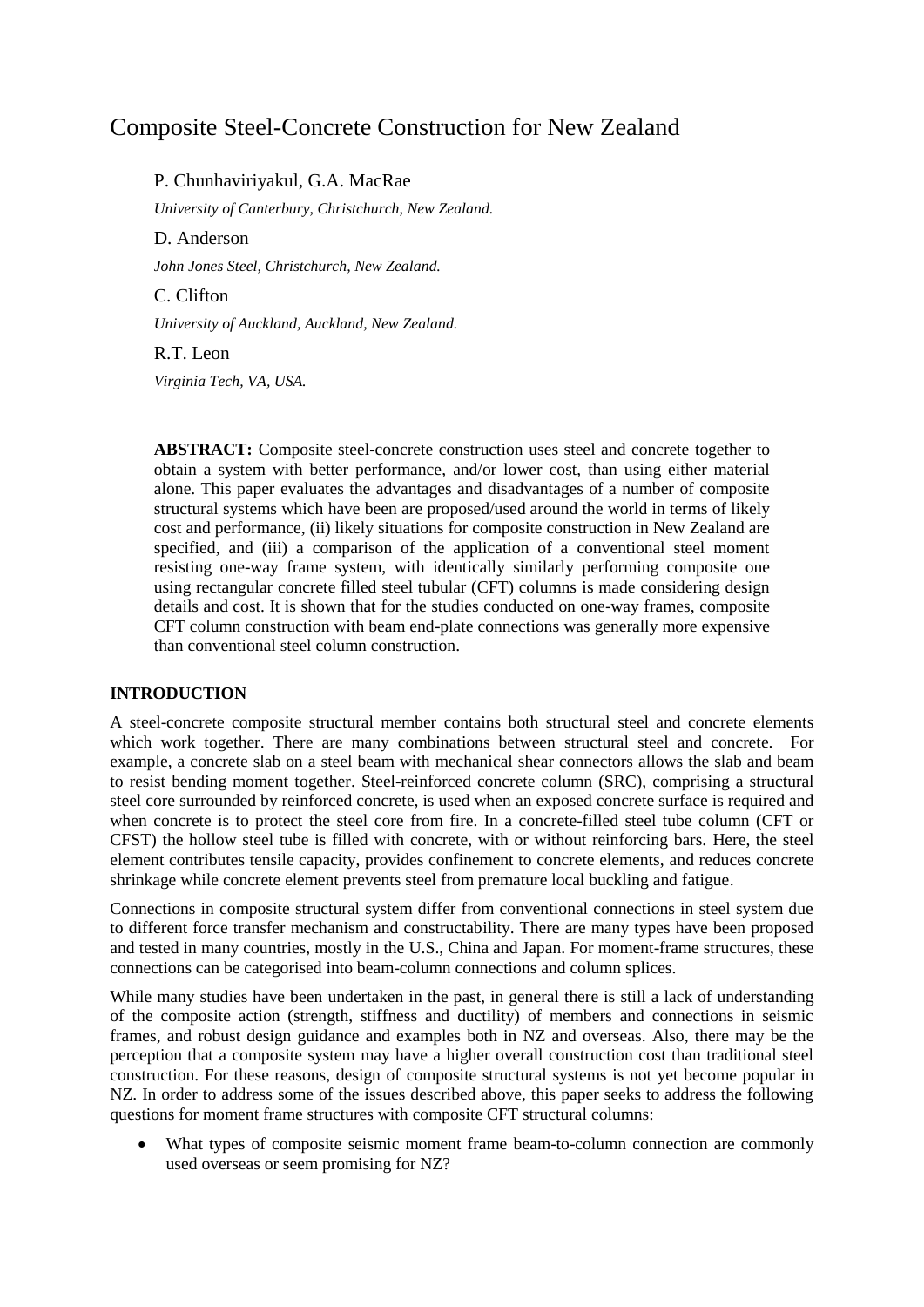# Composite Steel-Concrete Construction for New Zealand

P. Chunhaviriyakul, G.A. MacRae

*University of Canterbury, Christchurch, New Zealand.*

D. Anderson

*John Jones Steel, Christchurch, New Zealand.*

C. Clifton

*University of Auckland, Auckland, New Zealand.*

R.T. Leon

*Virginia Tech, VA, USA.*

**ABSTRACT:** Composite steel-concrete construction uses steel and concrete together to obtain a system with better performance, and/or lower cost, than using either material alone. This paper evaluates the advantages and disadvantages of a number of composite structural systems which have been are proposed/used around the world in terms of likely cost and performance, (ii) likely situations for composite construction in New Zealand are specified, and (iii) a comparison of the application of a conventional steel moment resisting one-way frame system, with identically similarly performing composite one using rectangular concrete filled steel tubular (CFT) columns is made considering design details and cost. It is shown that for the studies conducted on one-way frames, composite CFT column construction with beam end-plate connections was generally more expensive than conventional steel column construction.

## INTRODUCTION

A steel-concrete composite structural member contains both structural steel and concrete elements which work together. There are many combinations between structural steel and concrete. For example, a concrete slab on a steel beam with mechanical shear connectors allows the slab and beam to resist bending moment together. Steel-reinforced concrete column (SRC), comprising a structural steel core surrounded by reinforced concrete, is used when an exposed concrete surface is required and when concrete is to protect the steel core from fire. In a concrete-filled steel tube column (CFT or CFST) the hollow steel tube is filled with concrete, with or without reinforcing bars. Here, the steel element contributes tensile capacity, provides confinement to concrete elements, and reduces concrete shrinkage while concrete element prevents steel from premature local buckling and fatigue.

Connections in composite structural system differ from conventional connections in steel system due to different force transfer mechanism and constructability. There are many types have been proposed and tested in many countries, mostly in the U.S., China and Japan. For moment-frame structures, these connections can be categorised into beam-column connections and column splices.

While many studies have been undertaken in the past, in general there is still a lack of understanding of the composite action (strength, stiffness and ductility) of members and connections in seismic frames, and robust design guidance and examples both in NZ and overseas. Also, there may be the perception that a composite system may have a higher overall construction cost than traditional steel construction. For these reasons, design of composite structural systems is not yet become popular in NZ. In order to address some of the issues described above, this paper seeks to address the following questions for moment frame structures with composite CFT structural columns:

- What types of composite seismic moment frame beam-to-column connection are commonly used overseas or seem promising for NZ?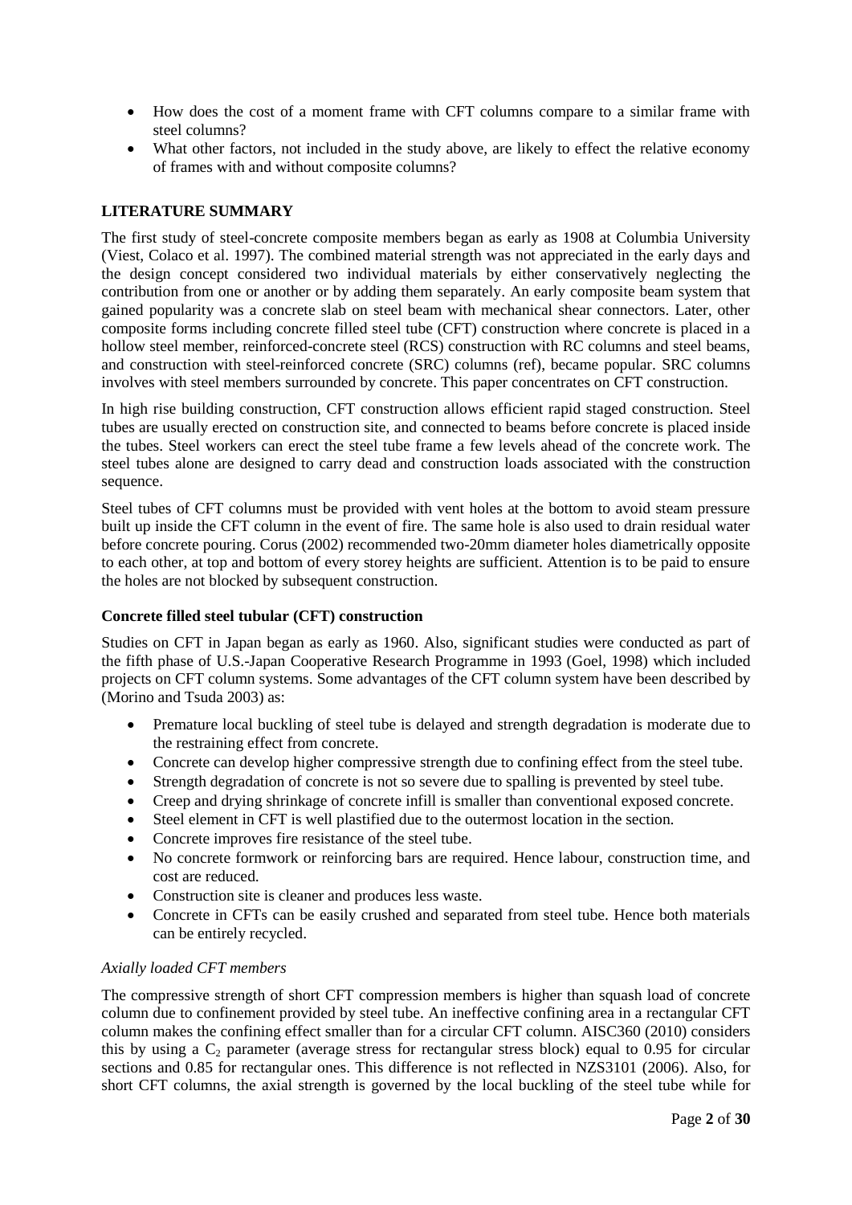- How does the cost of a moment frame with CFT columns compare to a similar frame with steel columns?
- What other factors, not included in the study above, are likely to effect the relative economy of frames with and without composite columns?

## LITERATURE SUMMARY

The first study of steel-concrete composite members began as early as 1908 at Columbia University (Viest, Colaco et al. 1997). The combined material strength was not appreciated in the early days and the design concept considered two individual materials by either conservatively neglecting the contribution from one or another or by adding them separately. An early composite beam system that gained popularity was a concrete slab on steel beam with mechanical shear connectors. Later, other composite forms including concrete filled steel tube (CFT) construction where concrete is placed in a hollow steel member, reinforced-concrete steel (RCS) construction with RC columns and steel beams, and construction with steel-reinforced concrete (SRC) columns (ref), became popular. SRC columns involves with steel members surrounded by concrete. This paper concentrates on CFT construction.

In high rise building construction, CFT construction allows efficient rapid staged construction. Steel tubes are usually erected on construction site, and connected to beams before concrete is placed inside the tubes. Steel workers can erect the steel tube frame a few levels ahead of the concrete work. The steel tubes alone are designed to carry dead and construction loads associated with the construction sequence.

Steel tubes of CFT columns must be provided with vent holes at the bottom to avoid steam pressure built up inside the CFT column in the event of fire. The same hole is also used to drain residual water before concrete pouring. Corus (2002) recommended two-20mm diameter holes diametrically opposite to each other, at top and bottom of every storey heights are sufficient. Attention is to be paid to ensure the holes are not blocked by subsequent construction.

### Concrete filled steel tubular (CFT) construction

Studies on CFT in Japan began as early as 1960. Also, significant studies were conducted as part of the fifth phase of U.S.-Japan Cooperative Research Programme in 1993 (Goel, 1998) which included projects on CFT column systems. Some advantages of the CFT column system have been described by (Morino and Tsuda 2003) as:

- Premature local buckling of steel tube is delayed and strength degradation is moderate due to the restraining effect from concrete.
- Concrete can develop higher compressive strength due to confining effect from the steel tube.
- Strength degradation of concrete is not so severe due to spalling is prevented by steel tube.
- Creep and drying shrinkage of concrete infill is smaller than conventional exposed concrete.
- Steel element in CFT is well plastified due to the outermost location in the section.
- Concrete improves fire resistance of the steel tube.
- No concrete formwork or reinforcing bars are required. Hence labour, construction time, and cost are reduced.
- Construction site is cleaner and produces less waste.
- Concrete in CFTs can be easily crushed and separated from steel tube. Hence both materials can be entirely recycled.

#### *Axially loaded CFT members*

The compressive strength of short CFT compression members is higher than squash load of concrete column due to confinement provided by steel tube. An ineffective confining area in a rectangular CFT column makes the confining effect smaller than for a circular CFT column. AISC360 (2010) considers this by using a $C_2$ parameter (average stress for rectangular stress block) equal to 0.95 for circular sections and 0.85 for rectangular ones. This difference is not reflected in NZS3101 (2006). Also, for short CFT columns, the axial strength is governed by the local buckling of the steel tube while for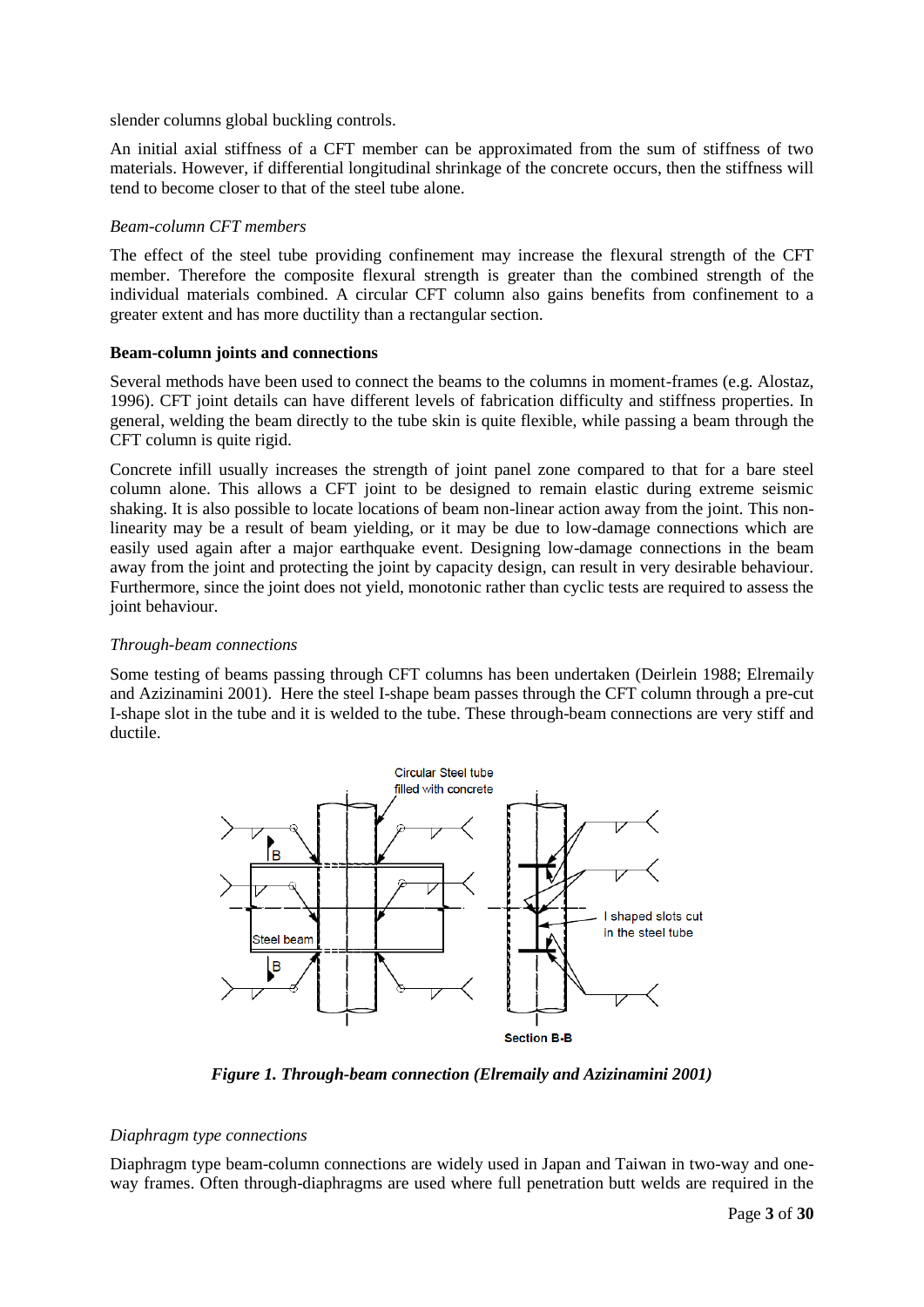slender columns global buckling controls.

An initial axial stiffness of a CFT member can be approximated from the sum of stiffness of two materials. However, if differential longitudinal shrinkage of the concrete occurs, then the stiffness will tend to become closer to that of the steel tube alone.

*Beam-column CFT members*

The effect of the steel tube providing confinement may increase the flexural strength of the CFT member. Therefore the composite flexural strength is greater than the combined strength of the individual materials combined. A circular CFT column also gains benefits from confinement to a greater extent and has more ductility than a rectangular section.

**Beam-column joints and connections**

Several methods have been used to connect the beams to the columns in moment-frames (e.g. Alostaz, 1996). CFT joint details can have different levels of fabrication difficulty and stiffness properties. In general, welding the beam directly to the tube skin is quite flexible, while passing a beam through the CFT column is quite rigid.

Concrete infill usually increases the strength of joint panel zone compared to that for a bare steel column alone. This allows a CFT joint to be designed to remain elastic during extreme seismic shaking. It is also possible to locate locations of beam non-linear action away from the joint. This non-linearity may be a result of beam yielding, or it may be due to low-damage connections which are easily used again after a major earthquake event. Designing low-damage connections in the beam away from the joint and protecting the joint by capacity design, can result in very desirable behaviour. Furthermore, since the joint does not yield, monotonic rather than cyclic tests are required to assess the joint behaviour.

*Through-beam connections*

Some testing of beams passing through CFT columns has been undertaken (Deirlein 1988; Elremaily and Azizinamini 2001). Here the steel I-shape beam passes through the CFT column through a pre-cut I-shape slot in the tube and it is welded to the tube. These through-beam connections are very stiff and ductile.

*Figure 1. Through-beam connection (Elremaily and Azizinamini 2001)*

*Diaphragm type connections*

Diaphragm type beam-column connections are widely used in Japan and Taiwan in two-way and one-way frames. Often through-diaphragms are used where full penetration butt welds are required in the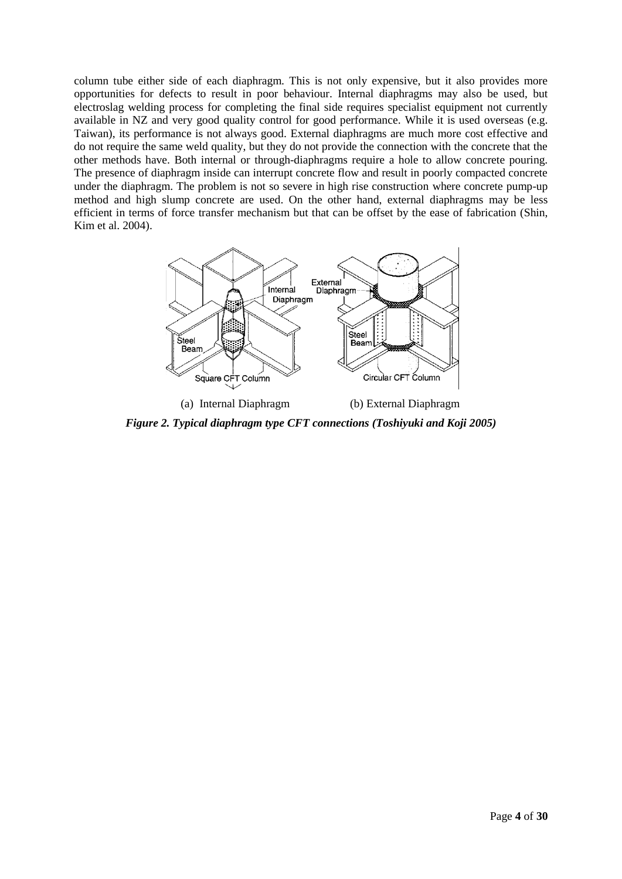column tube either side of each diaphragm. This is not only expensive, but it also provides more opportunities for defects to result in poor behaviour. Internal diaphragms may also be used, but electroslag welding process for completing the final side requires specialist equipment not currently available in NZ and very good quality control for good performance. While it is used overseas (e.g. Taiwan), its performance is not always good. External diaphragms are much more cost effective and do not require the same weld quality, but they do not provide the connection with the concrete that the other methods have. Both internal or through-diaphragms require a hole to allow concrete pouring. The presence of diaphragm inside can interrupt concrete flow and result in poorly compacted concrete under the diaphragm. The problem is not so severe in high rise construction where concrete pump-up method and high slump concrete are used. On the other hand, external diaphragms may be less efficient in terms of force transfer mechanism but that can be offset by the ease of fabrication (Shin, Kim et al. 2004).

(a) Internal Diaphragm (b) External Diaphragm

***Figure 2. Typical diaphragm type CFT connections (Toshiyuki and Koji 2005)***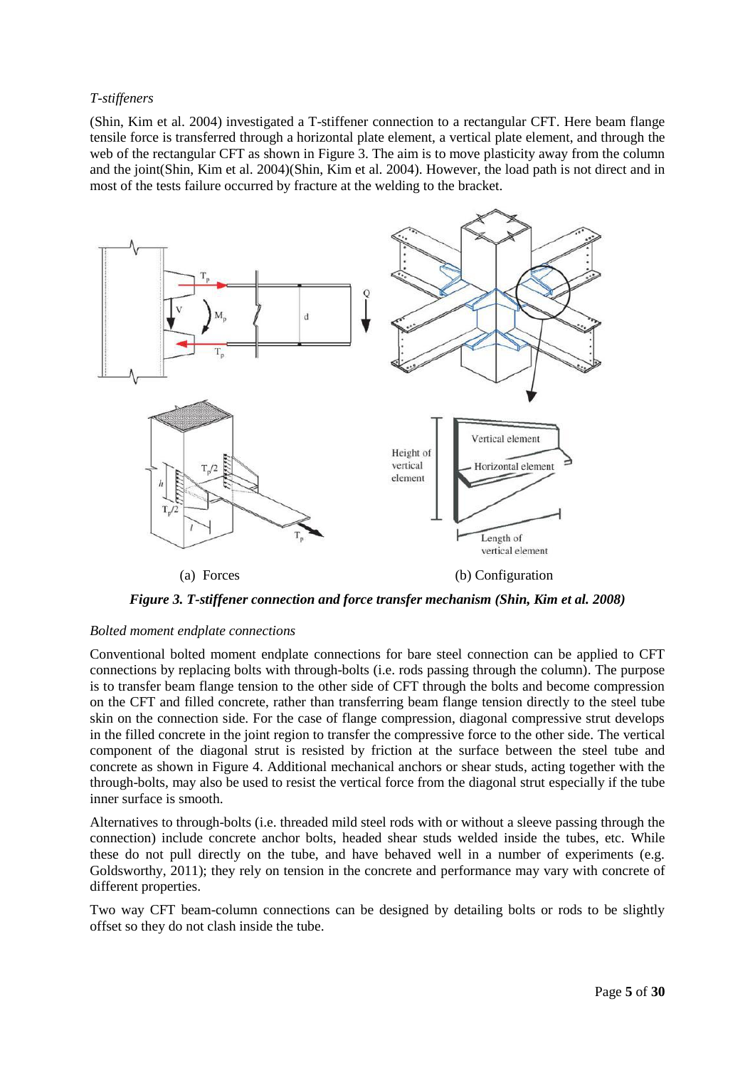*T-stiffeners*

(Shin, Kim et al. 2004) investigated a T-stiffener connection to a rectangular CFT. Here beam flange tensile force is transferred through a horizontal plate element, a vertical plate element, and through the web of the rectangular CFT as shown in Figure 3. The aim is to move plasticity away from the column and the joint(Shin, Kim et al. 2004)(Shin, Kim et al. 2004). However, the load path is not direct and in most of the tests failure occurred by fracture at the welding to the bracket.

(a) Forces (b) Configuration

***Figure 3. T-stiffener connection and force transfer mechanism (Shin, Kim et al. 2008)***

*Bolted moment endplate connections*

Conventional bolted moment endplate connections for bare steel connection can be applied to CFT connections by replacing bolts with through-bolts (i.e. rods passing through the column). The purpose is to transfer beam flange tension to the other side of CFT through the bolts and become compression on the CFT and filled concrete, rather than transferring beam flange tension directly to the steel tube skin on the connection side. For the case of flange compression, diagonal compressive strut develops in the filled concrete in the joint region to transfer the compressive force to the other side. The vertical component of the diagonal strut is resisted by friction at the surface between the steel tube and concrete as shown in Figure 4. Additional mechanical anchors or shear studs, acting together with the through-bolts, may also be used to resist the vertical force from the diagonal strut especially if the tube inner surface is smooth.

Alternatives to through-bolts (i.e. threaded mild steel rods with or without a sleeve passing through the connection) include concrete anchor bolts, headed shear studs welded inside the tubes, etc. While these do not pull directly on the tube, and have behaved well in a number of experiments (e.g. Goldsworthy, 2011); they rely on tension in the concrete and performance may vary with concrete of different properties.

Two way CFT beam-column connections can be designed by detailing bolts or rods to be slightly offset so they do not clash inside the tube.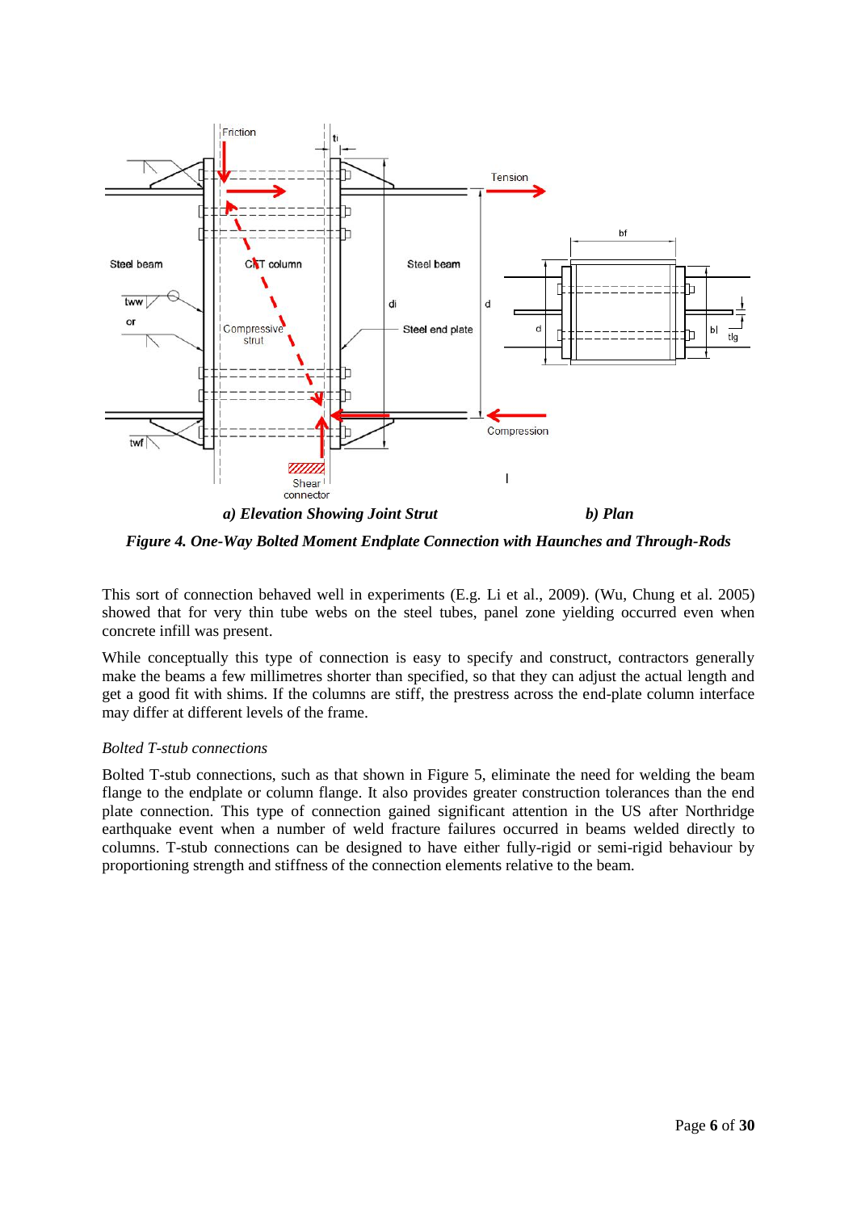*a) Elevation Showing Joint Strut* *b) Plan*

***Figure 4. One-Way Bolted Moment Endplate Connection with Haunches and Through-Rods***

This sort of connection behaved well in experiments (E.g. Li et al., 2009). (Wu, Chung et al. 2005) showed that for very thin tube webs on the steel tubes, panel zone yielding occurred even when concrete infill was present.

While conceptually this type of connection is easy to specify and construct, contractors generally make the beams a few millimetres shorter than specified, so that they can adjust the actual length and get a good fit with shims. If the columns are stiff, the prestress across the end-plate column interface may differ at different levels of the frame.

*Bolted T-stub connections*

Bolted T-stub connections, such as that shown in Figure 5, eliminate the need for welding the beam flange to the endplate or column flange. It also provides greater construction tolerances than the end plate connection. This type of connection gained significant attention in the US after Northridge earthquake event when a number of weld fracture failures occurred in beams welded directly to columns. T-stub connections can be designed to have either fully-rigid or semi-rigid behaviour by proportioning strength and stiffness of the connection elements relative to the beam.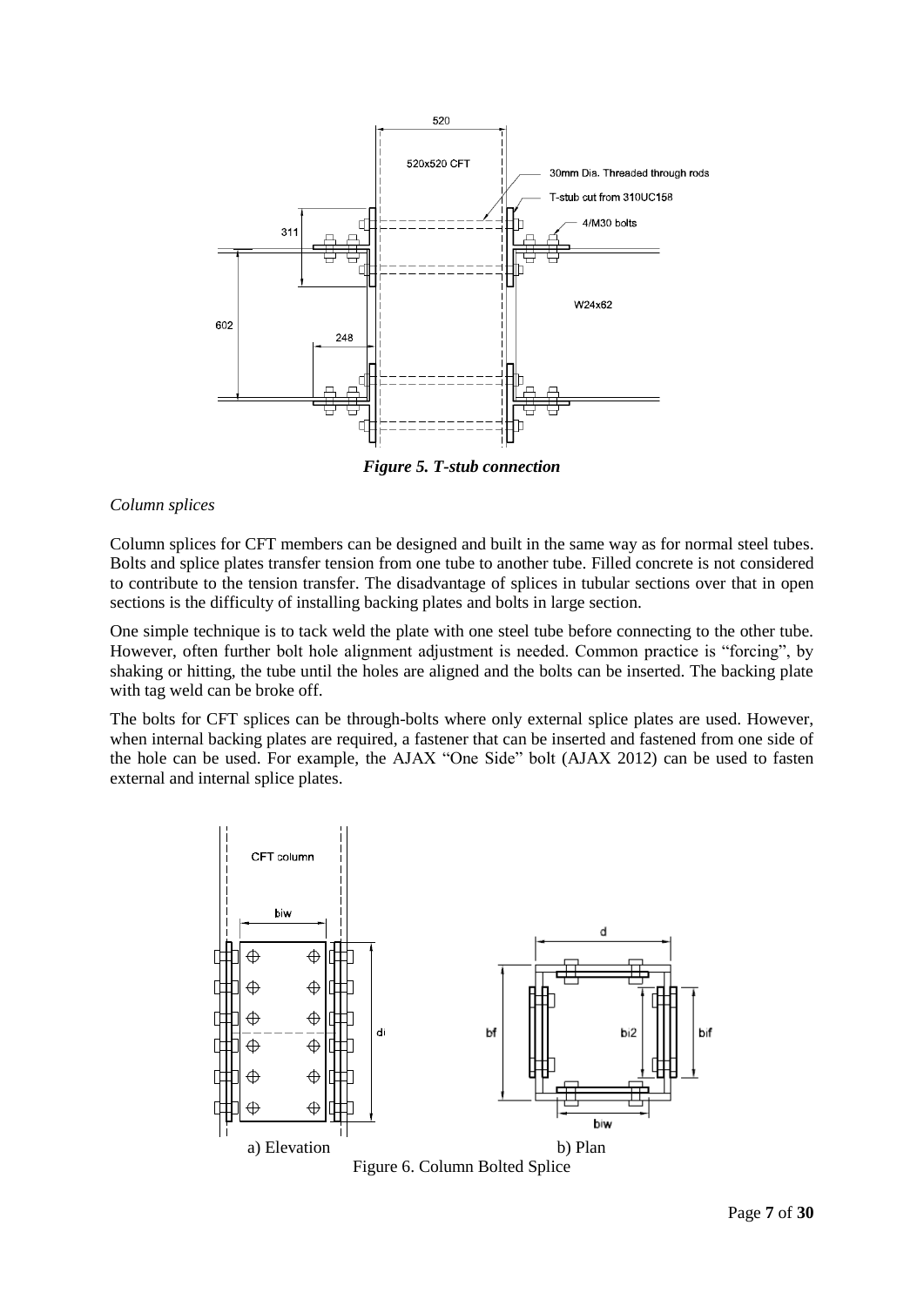*Figure 5. T-stub connection*

*Column splices*

Column splices for CFT members can be designed and built in the same way as for normal steel tubes. Bolts and splice plates transfer tension from one tube to another tube. Filled concrete is not considered to contribute to the tension transfer. The disadvantage of splices in tubular sections over that in open sections is the difficulty of installing backing plates and bolts in large section.

One simple technique is to tack weld the plate with one steel tube before connecting to the other tube. However, often further bolt hole alignment adjustment is needed. Common practice is "forcing", by shaking or hitting, the tube until the holes are aligned and the bolts can be inserted. The backing plate with tag weld can be broke off.

The bolts for CFT splices can be through-bolts where only external splice plates are used. However, when internal backing plates are required, a fastener that can be inserted and fastened from one side of the hole can be used. For example, the AJAX "One Side" bolt (AJAX 2012) can be used to fasten external and internal splice plates.

a) Elevation b) Plan

Figure 6. Column Bolted Splice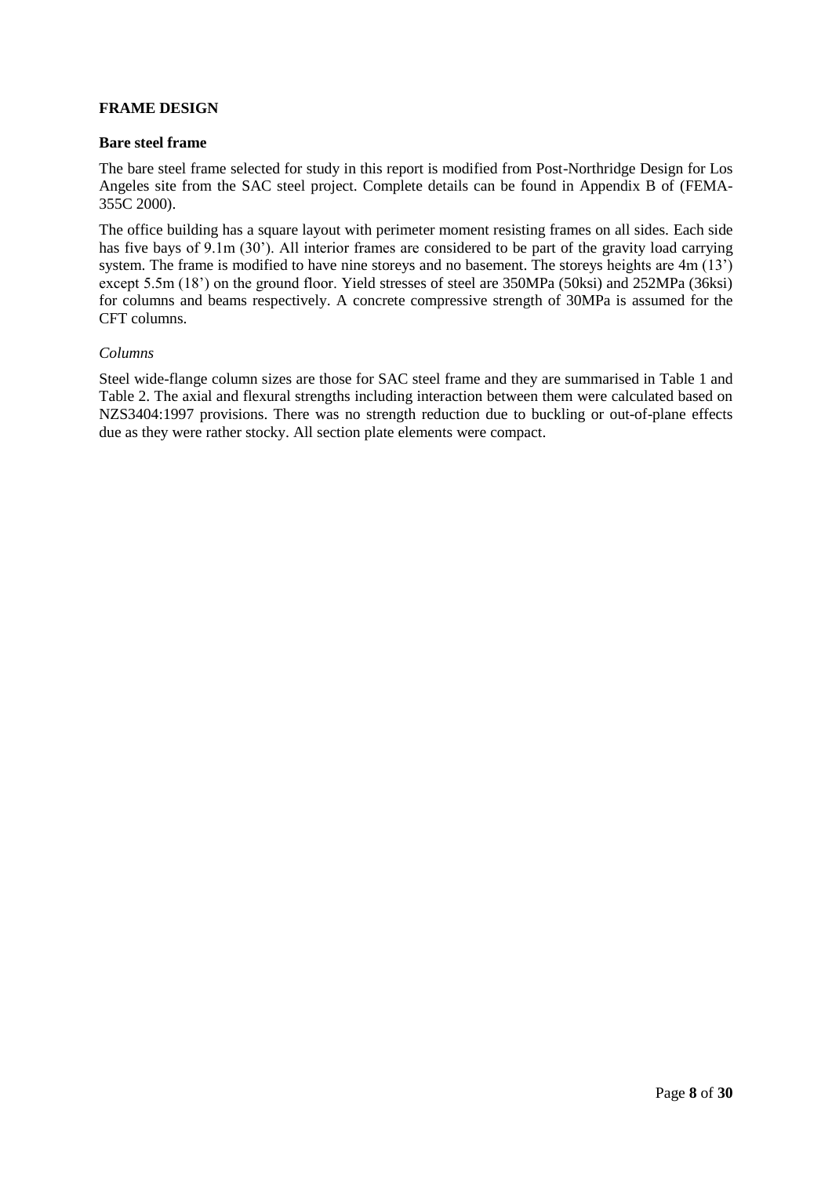## FRAME DESIGN

### Bare steel frame

The bare steel frame selected for study in this report is modified from Post-Northridge Design for Los Angeles site from the SAC steel project. Complete details can be found in Appendix B of (FEMA-355C 2000).

The office building has a square layout with perimeter moment resisting frames on all sides. Each side has five bays of 9.1m (30'). All interior frames are considered to be part of the gravity load carrying system. The frame is modified to have nine storeys and no basement. The storeys heights are 4m (13') except 5.5m (18') on the ground floor. Yield stresses of steel are 350MPa (50ksi) and 252MPa (36ksi) for columns and beams respectively. A concrete compressive strength of 30MPa is assumed for the CFT columns.

*Columns*

Steel wide-flange column sizes are those for SAC steel frame and they are summarised in Table 1 and Table 2. The axial and flexural strengths including interaction between them were calculated based on NZS3404:1997 provisions. There was no strength reduction due to buckling or out-of-plane effects due as they were rather stocky. All section plate elements were compact.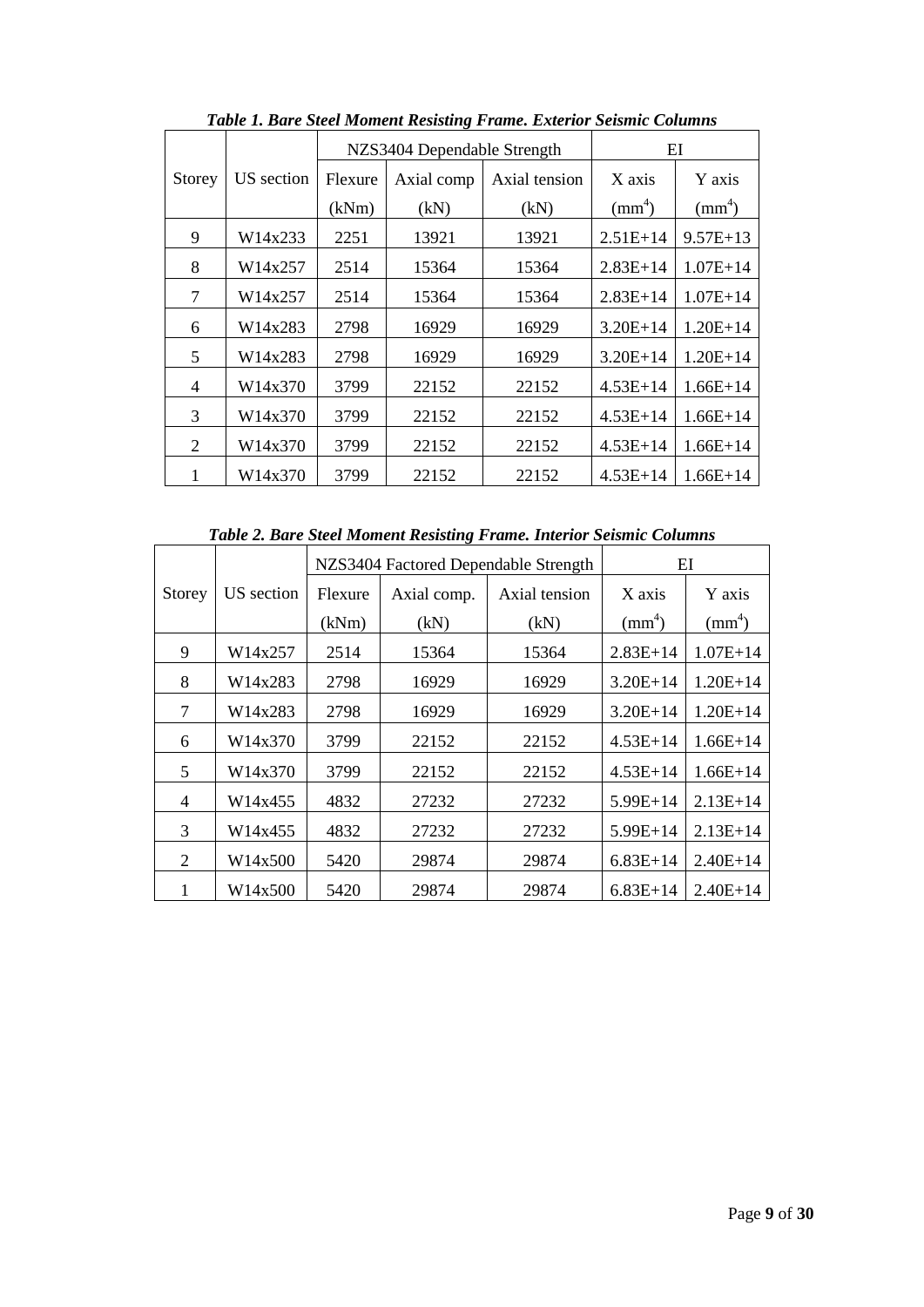***Table 1. Bare Steel Moment Resisting Frame. Exterior Seismic Columns***

| Storey | US section | NZS3404 Dependable Strength | | | EI | |
|---|---|---|---|---|---|---|
| | | Flexure (kNm) | Axial comp (kN) | Axial tension (kN) | X axis ($mm^4$) | Y axis ($mm^4$) |
| 9 | W14x233 | 2251 | 13921 | 13921 | 2.51E+14 | 9.57E+13 |
| 8 | W14x257 | 2514 | 15364 | 15364 | 2.83E+14 | 1.07E+14 |
| 7 | W14x257 | 2514 | 15364 | 15364 | 2.83E+14 | 1.07E+14 |
| 6 | W14x283 | 2798 | 16929 | 16929 | 3.20E+14 | 1.20E+14 |
| 5 | W14x283 | 2798 | 16929 | 16929 | 3.20E+14 | 1.20E+14 |
| 4 | W14x370 | 3799 | 22152 | 22152 | 4.53E+14 | 1.66E+14 |
| 3 | W14x370 | 3799 | 22152 | 22152 | 4.53E+14 | 1.66E+14 |
| 2 | W14x370 | 3799 | 22152 | 22152 | 4.53E+14 | 1.66E+14 |
| 1 | W14x370 | 3799 | 22152 | 22152 | 4.53E+14 | 1.66E+14 |

***Table 2. Bare Steel Moment Resisting Frame. Interior Seismic Columns***

| Storey | US section | NZS3404 Factored Dependable Strength | | | EI | |
|---|---|---|---|---|---|---|
| | | Flexure (kNm) | Axial comp. (kN) | Axial tension (kN) | X axis ($mm^4$) | Y axis ($mm^4$) |
| 9 | W14x257 | 2514 | 15364 | 15364 | 2.83E+14 | 1.07E+14 |
| 8 | W14x283 | 2798 | 16929 | 16929 | 3.20E+14 | 1.20E+14 |
| 7 | W14x283 | 2798 | 16929 | 16929 | 3.20E+14 | 1.20E+14 |
| 6 | W14x370 | 3799 | 22152 | 22152 | 4.53E+14 | 1.66E+14 |
| 5 | W14x370 | 3799 | 22152 | 22152 | 4.53E+14 | 1.66E+14 |
| 4 | W14x455 | 4832 | 27232 | 27232 | 5.99E+14 | 2.13E+14 |
| 3 | W14x455 | 4832 | 27232 | 27232 | 5.99E+14 | 2.13E+14 |
| 2 | W14x500 | 5420 | 29874 | 29874 | 6.83E+14 | 2.40E+14 |
| 1 | W14x500 | 5420 | 29874 | 29874 | 6.83E+14 | 2.40E+14 |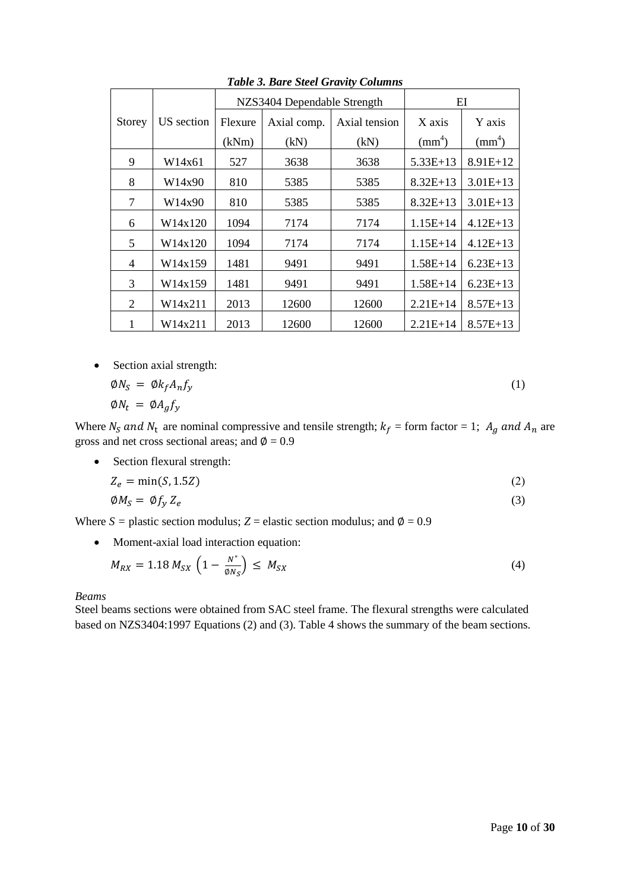*Table 3. Bare Steel Gravity Columns*

| Storey | US section | NZS3404 Dependable Strength | | | EI | |
|---|---|---|---|---|---|---|
| | | Flexure (kNm) | Axial comp. (kN) | Axial tension (kN) | X axis ($mm^4$) | Y axis ($mm^4$) |
| 9 | W14x61 | 527 | 3638 | 3638 | 5.33E+13 | 8.91E+12 |
| 8 | W14x90 | 810 | 5385 | 5385 | 8.32E+13 | 3.01E+13 |
| 7 | W14x90 | 810 | 5385 | 5385 | 8.32E+13 | 3.01E+13 |
| 6 | W14x120 | 1094 | 7174 | 7174 | 1.15E+14 | 4.12E+13 |
| 5 | W14x120 | 1094 | 7174 | 7174 | 1.15E+14 | 4.12E+13 |
| 4 | W14x159 | 1481 | 9491 | 9491 | 1.58E+14 | 6.23E+13 |
| 3 | W14x159 | 1481 | 9491 | 9491 | 1.58E+14 | 6.23E+13 |
| 2 | W14x211 | 2013 | 12600 | 12600 | 2.21E+14 | 8.57E+13 |
| 1 | W14x211 | 2013 | 12600 | 12600 | 2.21E+14 | 8.57E+13 |

- Section axial strength:

$$\emptyset N_S = \emptyset k_f A_n f_y \tag{1}$$

$$\emptyset N_t = \emptyset A_g f_y$$

Where $N_S$ and $N_t$ are nominal compressive and tensile strength; $k_f$ = form factor = 1; $A_g$ and $A_n$ are gross and net cross sectional areas; and $\emptyset = 0.9$

- Section flexural strength:

$$Z_e = \min(S, 1.5Z) \tag{2}$$

$$\emptyset M_S = \emptyset f_y Z_e \tag{3}$$

Where $S$ = plastic section modulus; $Z$ = elastic section modulus; and $\emptyset = 0.9$

- Moment-axial load interaction equation:

$$M_{RX} = 1.18\, M_{SX} \left(1 - \frac{N^*}{\emptyset N_S}\right) \leq M_{SX} \tag{4}$$

*Beams*

Steel beams sections were obtained from SAC steel frame. The flexural strengths were calculated based on NZS3404:1997 Equations (2) and (3). Table 4 shows the summary of the beam sections.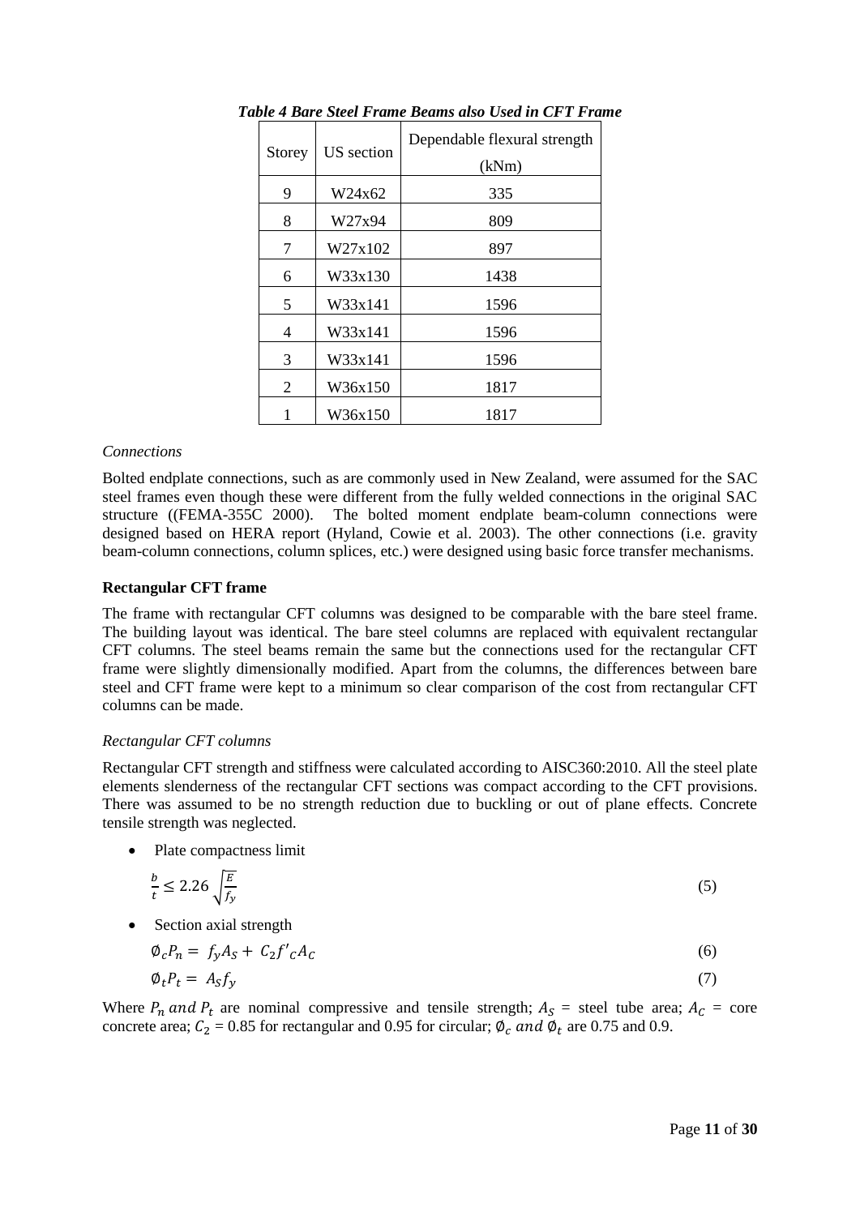*Table 4 Bare Steel Frame Beams also Used in CFT Frame*

| Storey | US section | Dependable flexural strength (kNm) |
|---|---|---|
| 9 | W24x62 | 335 |
| 8 | W27x94 | 809 |
| 7 | W27x102 | 897 |
| 6 | W33x130 | 1438 |
| 5 | W33x141 | 1596 |
| 4 | W33x141 | 1596 |
| 3 | W33x141 | 1596 |
| 2 | W36x150 | 1817 |
| 1 | W36x150 | 1817 |

*Connections*

Bolted endplate connections, such as are commonly used in New Zealand, were assumed for the SAC steel frames even though these were different from the fully welded connections in the original SAC structure ((FEMA-355C 2000). The bolted moment endplate beam-column connections were designed based on HERA report (Hyland, Cowie et al. 2003). The other connections (i.e. gravity beam-column connections, column splices, etc.) were designed using basic force transfer mechanisms.

**Rectangular CFT frame**

The frame with rectangular CFT columns was designed to be comparable with the bare steel frame. The building layout was identical. The bare steel columns are replaced with equivalent rectangular CFT columns. The steel beams remain the same but the connections used for the rectangular CFT frame were slightly dimensionally modified. Apart from the columns, the differences between bare steel and CFT frame were kept to a minimum so clear comparison of the cost from rectangular CFT columns can be made.

*Rectangular CFT columns*

Rectangular CFT strength and stiffness were calculated according to AISC360:2010. All the steel plate elements slenderness of the rectangular CFT sections was compact according to the CFT provisions. There was assumed to be no strength reduction due to buckling or out of plane effects. Concrete tensile strength was neglected.

- Plate compactness limit

$$\frac{b}{t} \leq 2.26\sqrt{\frac{E}{f_y}} \tag{5}$$

- Section axial strength

$$\emptyset_c P_n = f_y A_S + C_2 f'_c A_C \tag{6}$$

$$\emptyset_t P_t = A_S f_y \tag{7}$$

Where $P_n$ *and* $P_t$ are nominal compressive and tensile strength; $A_S$ = steel tube area; $A_C$ = core concrete area; $C_2$ = 0.85 for rectangular and 0.95 for circular; $\emptyset_c$ *and* $\emptyset_t$ are 0.75 and 0.9.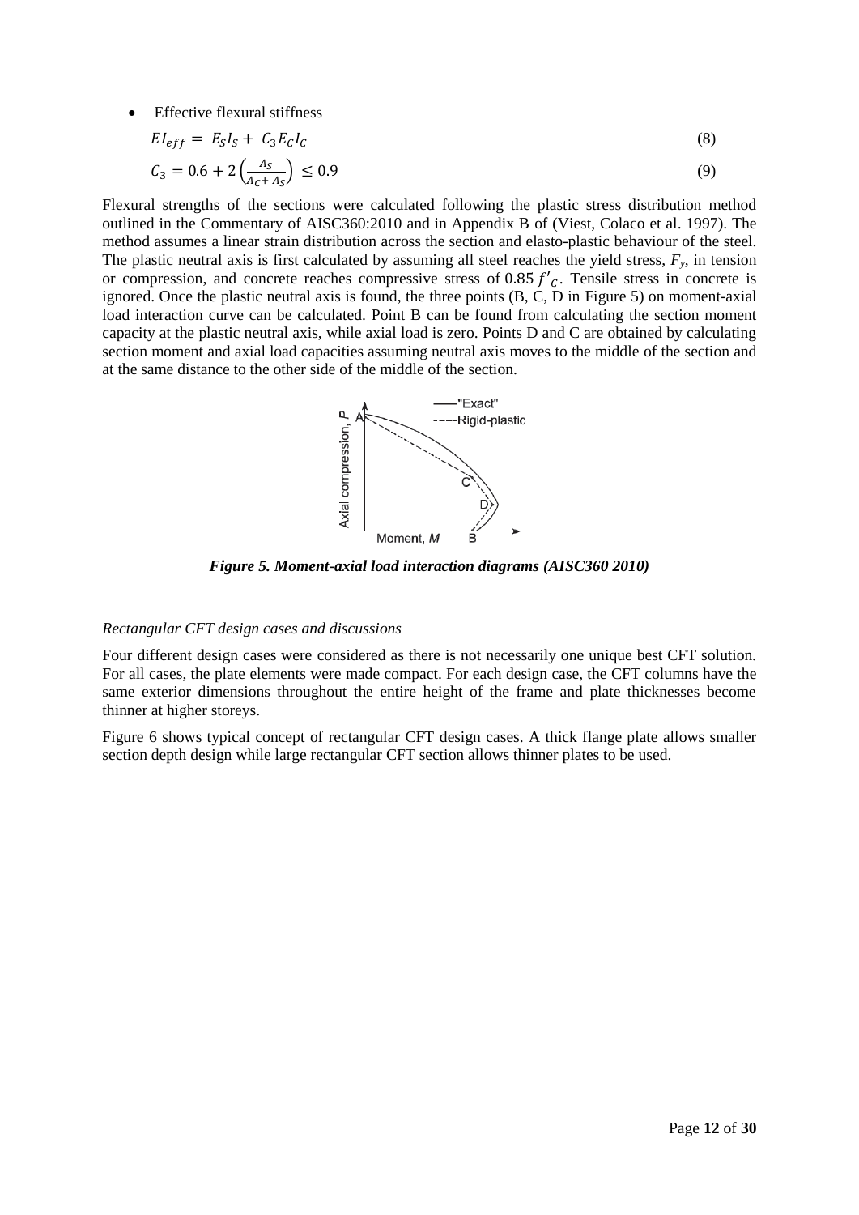- Effective flexural stiffness

$$EI_{eff} = E_S I_S + C_3 E_C I_C \tag{8}$$

$$C_3 = 0.6 + 2\left(\frac{A_S}{A_C + A_S}\right) \leq 0.9 \tag{9}$$

Flexural strengths of the sections were calculated following the plastic stress distribution method outlined in the Commentary of AISC360:2010 and in Appendix B of (Viest, Colaco et al. 1997). The method assumes a linear strain distribution across the section and elasto-plastic behaviour of the steel. The plastic neutral axis is first calculated by assuming all steel reaches the yield stress, $F_y$, in tension or compression, and concrete reaches compressive stress of $0.85 f'_C$. Tensile stress in concrete is ignored. Once the plastic neutral axis is found, the three points (B, C, D in Figure 5) on moment-axial load interaction curve can be calculated. Point B can be found from calculating the section moment capacity at the plastic neutral axis, while axial load is zero. Points D and C are obtained by calculating section moment and axial load capacities assuming neutral axis moves to the middle of the section and at the same distance to the other side of the middle of the section.

***Figure 5. Moment-axial load interaction diagrams (AISC360 2010)***

*Rectangular CFT design cases and discussions*

Four different design cases were considered as there is not necessarily one unique best CFT solution. For all cases, the plate elements were made compact. For each design case, the CFT columns have the same exterior dimensions throughout the entire height of the frame and plate thicknesses become thinner at higher storeys.

Figure 6 shows typical concept of rectangular CFT design cases. A thick flange plate allows smaller section depth design while large rectangular CFT section allows thinner plates to be used.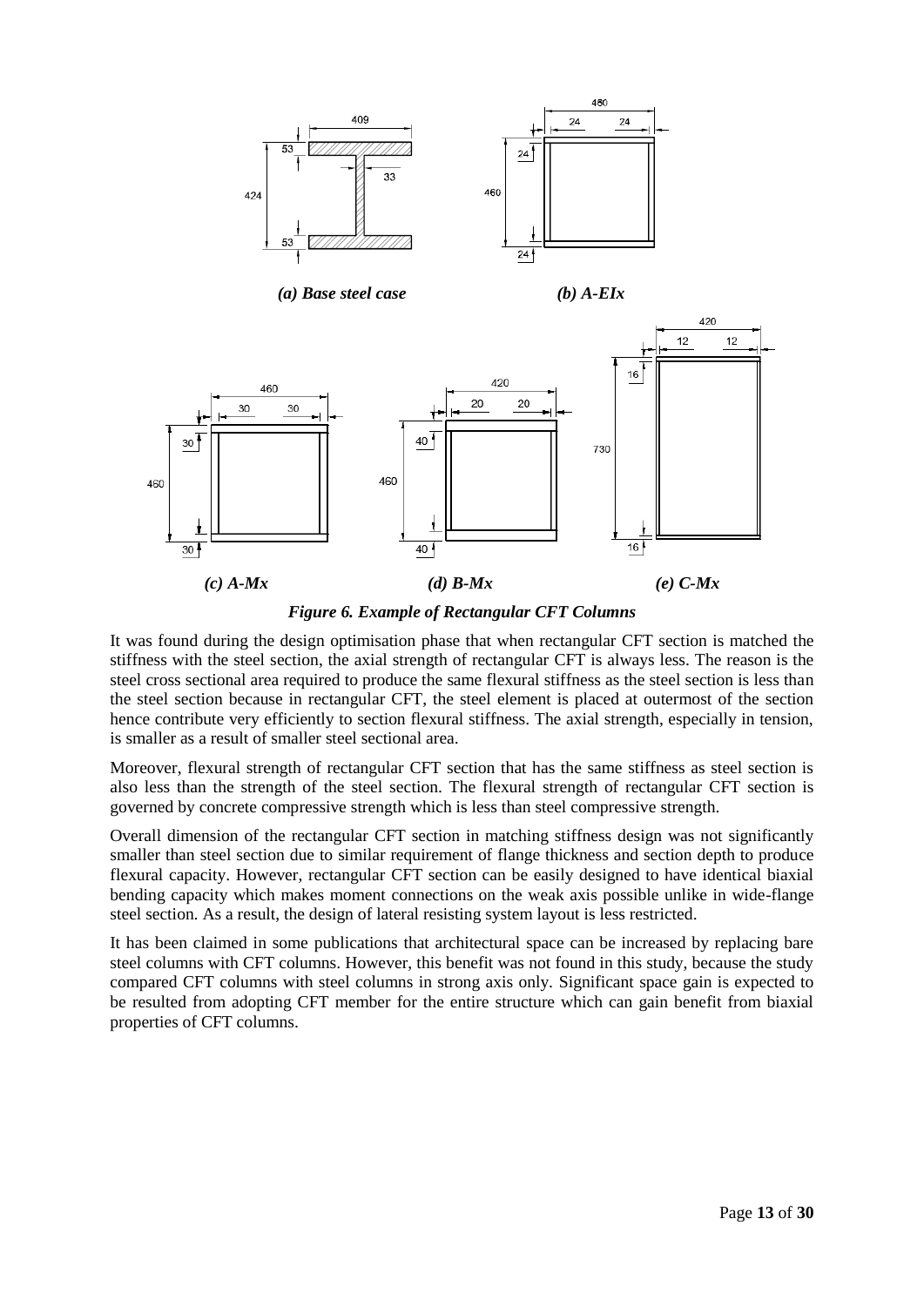*(a) Base steel case*

*(b) A-EIx*

*(c) A-Mx*

*(d) B-Mx*

*(e) C-Mx*

***Figure 6. Example of Rectangular CFT Columns***

It was found during the design optimisation phase that when rectangular CFT section is matched the stiffness with the steel section, the axial strength of rectangular CFT is always less. The reason is the steel cross sectional area required to produce the same flexural stiffness as the steel section is less than the steel section because in rectangular CFT, the steel element is placed at outermost of the section hence contribute very efficiently to section flexural stiffness. The axial strength, especially in tension, is smaller as a result of smaller steel sectional area.

Moreover, flexural strength of rectangular CFT section that has the same stiffness as steel section is also less than the strength of the steel section. The flexural strength of rectangular CFT section is governed by concrete compressive strength which is less than steel compressive strength.

Overall dimension of the rectangular CFT section in matching stiffness design was not significantly smaller than steel section due to similar requirement of flange thickness and section depth to produce flexural capacity. However, rectangular CFT section can be easily designed to have identical biaxial bending capacity which makes moment connections on the weak axis possible unlike in wide-flange steel section. As a result, the design of lateral resisting system layout is less restricted.

It has been claimed in some publications that architectural space can be increased by replacing bare steel columns with CFT columns. However, this benefit was not found in this study, because the study compared CFT columns with steel columns in strong axis only. Significant space gain is expected to be resulted from adopting CFT member for the entire structure which can gain benefit from biaxial properties of CFT columns.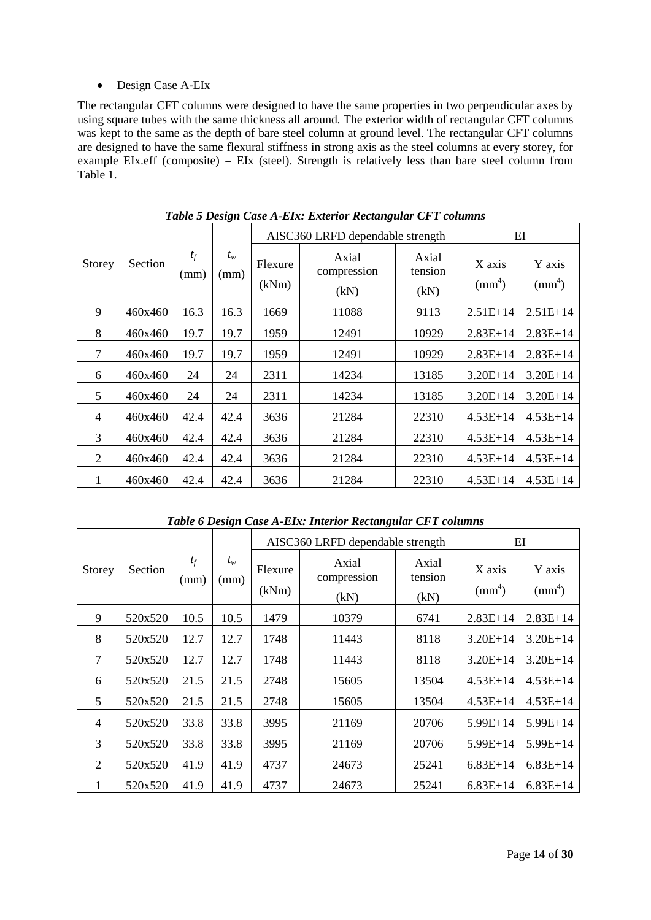- Design Case A-EIx

The rectangular CFT columns were designed to have the same properties in two perpendicular axes by using square tubes with the same thickness all around. The exterior width of rectangular CFT columns was kept to the same as the depth of bare steel column at ground level. The rectangular CFT columns are designed to have the same flexural stiffness in strong axis as the steel columns at every storey, for example EIx.eff (composite) = EIx (steel). Strength is relatively less than bare steel column from Table 1.

***Table 5 Design Case A-EIx: Exterior Rectangular CFT columns***

| Storey | Section | $t_f$ (mm) | $t_w$ (mm) | AISC360 LRFD dependable strength | | | EI | |
|---|---|---|---|---|---|---|---|---|
| | | | | Flexure (kNm) | Axial compression (kN) | Axial tension (kN) | X axis ($mm^4$) | Y axis ($mm^4$) |
| 9 | 460x460 | 16.3 | 16.3 | 1669 | 11088 | 9113 | 2.51E+14 | 2.51E+14 |
| 8 | 460x460 | 19.7 | 19.7 | 1959 | 12491 | 10929 | 2.83E+14 | 2.83E+14 |
| 7 | 460x460 | 19.7 | 19.7 | 1959 | 12491 | 10929 | 2.83E+14 | 2.83E+14 |
| 6 | 460x460 | 24 | 24 | 2311 | 14234 | 13185 | 3.20E+14 | 3.20E+14 |
| 5 | 460x460 | 24 | 24 | 2311 | 14234 | 13185 | 3.20E+14 | 3.20E+14 |
| 4 | 460x460 | 42.4 | 42.4 | 3636 | 21284 | 22310 | 4.53E+14 | 4.53E+14 |
| 3 | 460x460 | 42.4 | 42.4 | 3636 | 21284 | 22310 | 4.53E+14 | 4.53E+14 |
| 2 | 460x460 | 42.4 | 42.4 | 3636 | 21284 | 22310 | 4.53E+14 | 4.53E+14 |
| 1 | 460x460 | 42.4 | 42.4 | 3636 | 21284 | 22310 | 4.53E+14 | 4.53E+14 |

***Table 6 Design Case A-EIx: Interior Rectangular CFT columns***

| Storey | Section | $t_f$ (mm) | $t_w$ (mm) | AISC360 LRFD dependable strength | | | EI | |
|---|---|---|---|---|---|---|---|---|
| | | | | Flexure (kNm) | Axial compression (kN) | Axial tension (kN) | X axis ($mm^4$) | Y axis ($mm^4$) |
| 9 | 520x520 | 10.5 | 10.5 | 1479 | 10379 | 6741 | 2.83E+14 | 2.83E+14 |
| 8 | 520x520 | 12.7 | 12.7 | 1748 | 11443 | 8118 | 3.20E+14 | 3.20E+14 |
| 7 | 520x520 | 12.7 | 12.7 | 1748 | 11443 | 8118 | 3.20E+14 | 3.20E+14 |
| 6 | 520x520 | 21.5 | 21.5 | 2748 | 15605 | 13504 | 4.53E+14 | 4.53E+14 |
| 5 | 520x520 | 21.5 | 21.5 | 2748 | 15605 | 13504 | 4.53E+14 | 4.53E+14 |
| 4 | 520x520 | 33.8 | 33.8 | 3995 | 21169 | 20706 | 5.99E+14 | 5.99E+14 |
| 3 | 520x520 | 33.8 | 33.8 | 3995 | 21169 | 20706 | 5.99E+14 | 5.99E+14 |
| 2 | 520x520 | 41.9 | 41.9 | 4737 | 24673 | 25241 | 6.83E+14 | 6.83E+14 |
| 1 | 520x520 | 41.9 | 41.9 | 4737 | 24673 | 25241 | 6.83E+14 | 6.83E+14 |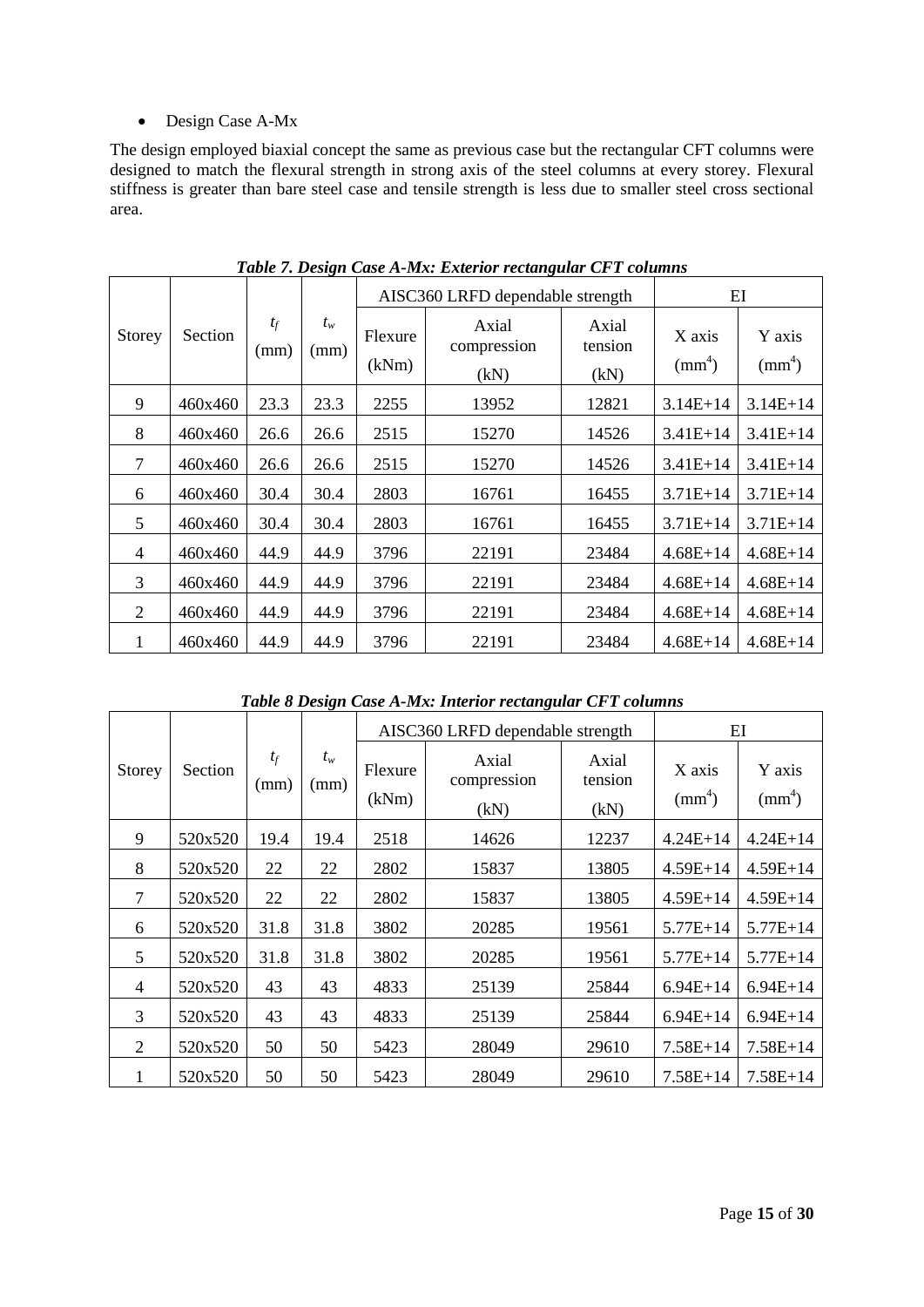- Design Case A-Mx

The design employed biaxial concept the same as previous case but the rectangular CFT columns were designed to match the flexural strength in strong axis of the steel columns at every storey. Flexural stiffness is greater than bare steel case and tensile strength is less due to smaller steel cross sectional area.

***Table 7. Design Case A-Mx: Exterior rectangular CFT columns***

| Storey | Section | $t_f$ (mm) | $t_w$ (mm) | AISC360 LRFD dependable strength | | | EI | |
|---|---|---|---|---|---|---|---|---|
| | | | | Flexure (kNm) | Axial compression (kN) | Axial tension (kN) | X axis ($mm^4$) | Y axis ($mm^4$) |
| 9 | 460x460 | 23.3 | 23.3 | 2255 | 13952 | 12821 | 3.14E+14 | 3.14E+14 |
| 8 | 460x460 | 26.6 | 26.6 | 2515 | 15270 | 14526 | 3.41E+14 | 3.41E+14 |
| 7 | 460x460 | 26.6 | 26.6 | 2515 | 15270 | 14526 | 3.41E+14 | 3.41E+14 |
| 6 | 460x460 | 30.4 | 30.4 | 2803 | 16761 | 16455 | 3.71E+14 | 3.71E+14 |
| 5 | 460x460 | 30.4 | 30.4 | 2803 | 16761 | 16455 | 3.71E+14 | 3.71E+14 |
| 4 | 460x460 | 44.9 | 44.9 | 3796 | 22191 | 23484 | 4.68E+14 | 4.68E+14 |
| 3 | 460x460 | 44.9 | 44.9 | 3796 | 22191 | 23484 | 4.68E+14 | 4.68E+14 |
| 2 | 460x460 | 44.9 | 44.9 | 3796 | 22191 | 23484 | 4.68E+14 | 4.68E+14 |
| 1 | 460x460 | 44.9 | 44.9 | 3796 | 22191 | 23484 | 4.68E+14 | 4.68E+14 |

***Table 8 Design Case A-Mx: Interior rectangular CFT columns***

| Storey | Section | $t_f$ (mm) | $t_w$ (mm) | AISC360 LRFD dependable strength | | | EI | |
|---|---|---|---|---|---|---|---|---|
| | | | | Flexure (kNm) | Axial compression (kN) | Axial tension (kN) | X axis ($mm^4$) | Y axis ($mm^4$) |
| 9 | 520x520 | 19.4 | 19.4 | 2518 | 14626 | 12237 | 4.24E+14 | 4.24E+14 |
| 8 | 520x520 | 22 | 22 | 2802 | 15837 | 13805 | 4.59E+14 | 4.59E+14 |
| 7 | 520x520 | 22 | 22 | 2802 | 15837 | 13805 | 4.59E+14 | 4.59E+14 |
| 6 | 520x520 | 31.8 | 31.8 | 3802 | 20285 | 19561 | 5.77E+14 | 5.77E+14 |
| 5 | 520x520 | 31.8 | 31.8 | 3802 | 20285 | 19561 | 5.77E+14 | 5.77E+14 |
| 4 | 520x520 | 43 | 43 | 4833 | 25139 | 25844 | 6.94E+14 | 6.94E+14 |
| 3 | 520x520 | 43 | 43 | 4833 | 25139 | 25844 | 6.94E+14 | 6.94E+14 |
| 2 | 520x520 | 50 | 50 | 5423 | 28049 | 29610 | 7.58E+14 | 7.58E+14 |
| 1 | 520x520 | 50 | 50 | 5423 | 28049 | 29610 | 7.58E+14 | 7.58E+14 |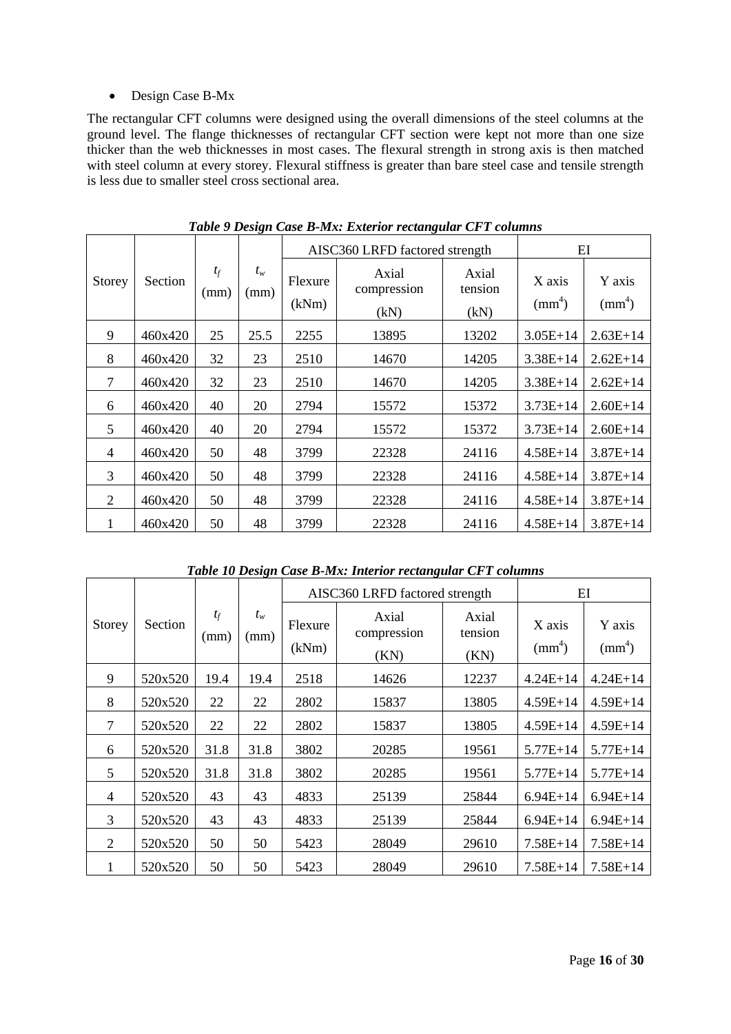- Design Case B-Mx

The rectangular CFT columns were designed using the overall dimensions of the steel columns at the ground level. The flange thicknesses of rectangular CFT section were kept not more than one size thicker than the web thicknesses in most cases. The flexural strength in strong axis is then matched with steel column at every storey. Flexural stiffness is greater than bare steel case and tensile strength is less due to smaller steel cross sectional area.

***Table 9 Design Case B-Mx: Exterior rectangular CFT columns***

| Storey | Section | $t_f$ (mm) | $t_w$ (mm) | AISC360 LRFD factored strength | | | EI | |
|---|---|---|---|---|---|---|---|---|
| | | | | Flexure (kNm) | Axial compression (kN) | Axial tension (kN) | X axis ($mm^4$) | Y axis ($mm^4$) |
| 9 | 460x420 | 25 | 25.5 | 2255 | 13895 | 13202 | 3.05E+14 | 2.63E+14 |
| 8 | 460x420 | 32 | 23 | 2510 | 14670 | 14205 | 3.38E+14 | 2.62E+14 |
| 7 | 460x420 | 32 | 23 | 2510 | 14670 | 14205 | 3.38E+14 | 2.62E+14 |
| 6 | 460x420 | 40 | 20 | 2794 | 15572 | 15372 | 3.73E+14 | 2.60E+14 |
| 5 | 460x420 | 40 | 20 | 2794 | 15572 | 15372 | 3.73E+14 | 2.60E+14 |
| 4 | 460x420 | 50 | 48 | 3799 | 22328 | 24116 | 4.58E+14 | 3.87E+14 |
| 3 | 460x420 | 50 | 48 | 3799 | 22328 | 24116 | 4.58E+14 | 3.87E+14 |
| 2 | 460x420 | 50 | 48 | 3799 | 22328 | 24116 | 4.58E+14 | 3.87E+14 |
| 1 | 460x420 | 50 | 48 | 3799 | 22328 | 24116 | 4.58E+14 | 3.87E+14 |

***Table 10 Design Case B-Mx: Interior rectangular CFT columns***

| Storey | Section | $t_f$ (mm) | $t_w$ (mm) | AISC360 LRFD factored strength | | | EI | |
|---|---|---|---|---|---|---|---|---|
| | | | | Flexure (kNm) | Axial compression (KN) | Axial tension (KN) | X axis ($mm^4$) | Y axis ($mm^4$) |
| 9 | 520x520 | 19.4 | 19.4 | 2518 | 14626 | 12237 | 4.24E+14 | 4.24E+14 |
| 8 | 520x520 | 22 | 22 | 2802 | 15837 | 13805 | 4.59E+14 | 4.59E+14 |
| 7 | 520x520 | 22 | 22 | 2802 | 15837 | 13805 | 4.59E+14 | 4.59E+14 |
| 6 | 520x520 | 31.8 | 31.8 | 3802 | 20285 | 19561 | 5.77E+14 | 5.77E+14 |
| 5 | 520x520 | 31.8 | 31.8 | 3802 | 20285 | 19561 | 5.77E+14 | 5.77E+14 |
| 4 | 520x520 | 43 | 43 | 4833 | 25139 | 25844 | 6.94E+14 | 6.94E+14 |
| 3 | 520x520 | 43 | 43 | 4833 | 25139 | 25844 | 6.94E+14 | 6.94E+14 |
| 2 | 520x520 | 50 | 50 | 5423 | 28049 | 29610 | 7.58E+14 | 7.58E+14 |
| 1 | 520x520 | 50 | 50 | 5423 | 28049 | 29610 | 7.58E+14 | 7.58E+14 |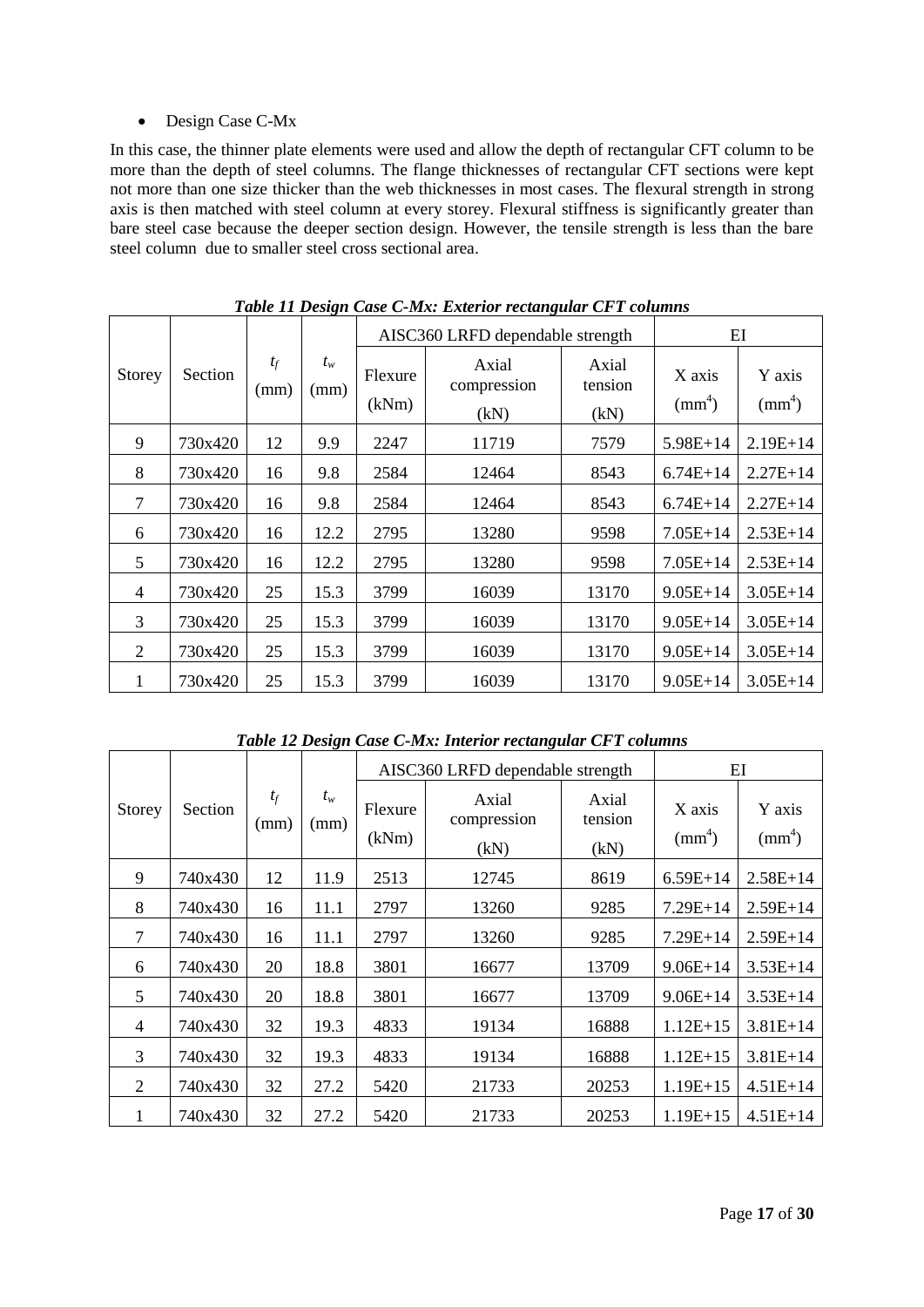- Design Case C-Mx

In this case, the thinner plate elements were used and allow the depth of rectangular CFT column to be more than the depth of steel columns. The flange thicknesses of rectangular CFT sections were kept not more than one size thicker than the web thicknesses in most cases. The flexural strength in strong axis is then matched with steel column at every storey. Flexural stiffness is significantly greater than bare steel case because the deeper section design. However, the tensile strength is less than the bare steel column due to smaller steel cross sectional area.

***Table 11 Design Case C-Mx: Exterior rectangular CFT columns***

| Storey | Section | $t_f$ (mm) | $t_w$ (mm) | AISC360 LRFD dependable strength | | | EI | |
|---|---|---|---|---|---|---|---|---|
| | | | | Flexure (kNm) | Axial compression (kN) | Axial tension (kN) | X axis ($mm^4$) | Y axis ($mm^4$) |
| 9 | 730x420 | 12 | 9.9 | 2247 | 11719 | 7579 | 5.98E+14 | 2.19E+14 |
| 8 | 730x420 | 16 | 9.8 | 2584 | 12464 | 8543 | 6.74E+14 | 2.27E+14 |
| 7 | 730x420 | 16 | 9.8 | 2584 | 12464 | 8543 | 6.74E+14 | 2.27E+14 |
| 6 | 730x420 | 16 | 12.2 | 2795 | 13280 | 9598 | 7.05E+14 | 2.53E+14 |
| 5 | 730x420 | 16 | 12.2 | 2795 | 13280 | 9598 | 7.05E+14 | 2.53E+14 |
| 4 | 730x420 | 25 | 15.3 | 3799 | 16039 | 13170 | 9.05E+14 | 3.05E+14 |
| 3 | 730x420 | 25 | 15.3 | 3799 | 16039 | 13170 | 9.05E+14 | 3.05E+14 |
| 2 | 730x420 | 25 | 15.3 | 3799 | 16039 | 13170 | 9.05E+14 | 3.05E+14 |
| 1 | 730x420 | 25 | 15.3 | 3799 | 16039 | 13170 | 9.05E+14 | 3.05E+14 |

***Table 12 Design Case C-Mx: Interior rectangular CFT columns***

| Storey | Section | $t_f$ (mm) | $t_w$ (mm) | AISC360 LRFD dependable strength | | | EI | |
|---|---|---|---|---|---|---|---|---|
| | | | | Flexure (kNm) | Axial compression (kN) | Axial tension (kN) | X axis ($mm^4$) | Y axis ($mm^4$) |
| 9 | 740x430 | 12 | 11.9 | 2513 | 12745 | 8619 | 6.59E+14 | 2.58E+14 |
| 8 | 740x430 | 16 | 11.1 | 2797 | 13260 | 9285 | 7.29E+14 | 2.59E+14 |
| 7 | 740x430 | 16 | 11.1 | 2797 | 13260 | 9285 | 7.29E+14 | 2.59E+14 |
| 6 | 740x430 | 20 | 18.8 | 3801 | 16677 | 13709 | 9.06E+14 | 3.53E+14 |
| 5 | 740x430 | 20 | 18.8 | 3801 | 16677 | 13709 | 9.06E+14 | 3.53E+14 |
| 4 | 740x430 | 32 | 19.3 | 4833 | 19134 | 16888 | 1.12E+15 | 3.81E+14 |
| 3 | 740x430 | 32 | 19.3 | 4833 | 19134 | 16888 | 1.12E+15 | 3.81E+14 |
| 2 | 740x430 | 32 | 27.2 | 5420 | 21733 | 20253 | 1.19E+15 | 4.51E+14 |
| 1 | 740x430 | 32 | 27.2 | 5420 | 21733 | 20253 | 1.19E+15 | 4.51E+14 |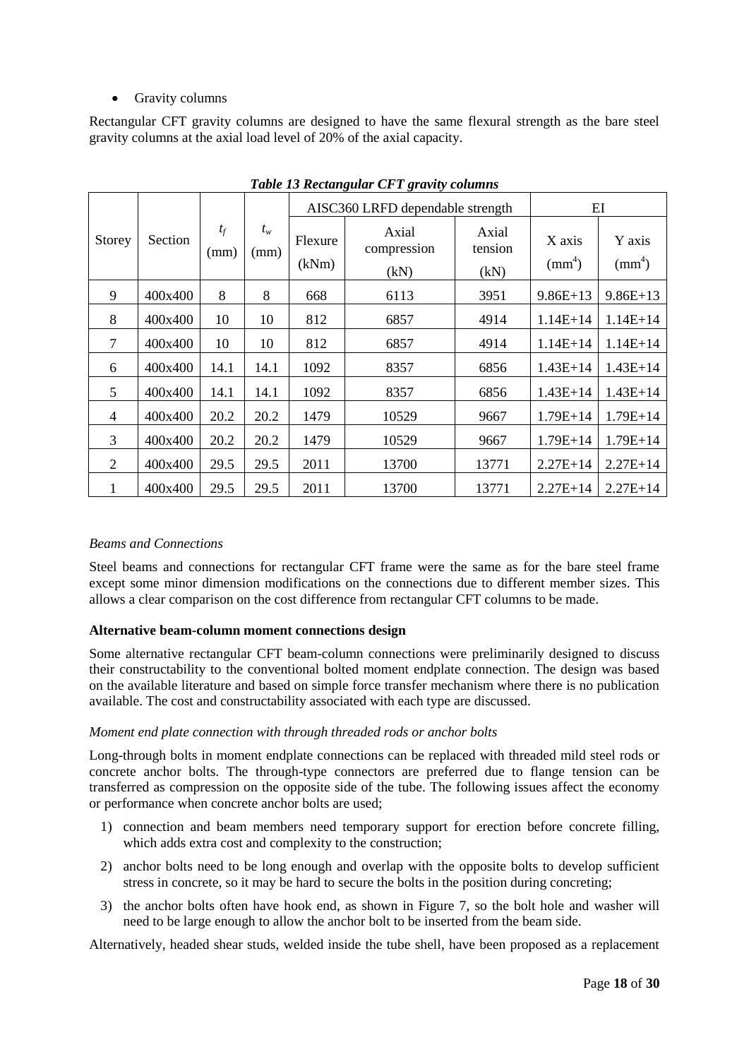- Gravity columns

Rectangular CFT gravity columns are designed to have the same flexural strength as the bare steel gravity columns at the axial load level of 20% of the axial capacity.

***Table 13 Rectangular CFT gravity columns***

| Storey | Section | $t_f$ (mm) | $t_w$ (mm) | AISC360 LRFD dependable strength | | | EI | |
|---|---|---|---|---|---|---|---|---|
| | | | | Flexure (kNm) | Axial compression (kN) | Axial tension (kN) | X axis ($mm^4$) | Y axis ($mm^4$) |
| 9 | 400x400 | 8 | 8 | 668 | 6113 | 3951 | 9.86E+13 | 9.86E+13 |
| 8 | 400x400 | 10 | 10 | 812 | 6857 | 4914 | 1.14E+14 | 1.14E+14 |
| 7 | 400x400 | 10 | 10 | 812 | 6857 | 4914 | 1.14E+14 | 1.14E+14 |
| 6 | 400x400 | 14.1 | 14.1 | 1092 | 8357 | 6856 | 1.43E+14 | 1.43E+14 |
| 5 | 400x400 | 14.1 | 14.1 | 1092 | 8357 | 6856 | 1.43E+14 | 1.43E+14 |
| 4 | 400x400 | 20.2 | 20.2 | 1479 | 10529 | 9667 | 1.79E+14 | 1.79E+14 |
| 3 | 400x400 | 20.2 | 20.2 | 1479 | 10529 | 9667 | 1.79E+14 | 1.79E+14 |
| 2 | 400x400 | 29.5 | 29.5 | 2011 | 13700 | 13771 | 2.27E+14 | 2.27E+14 |
| 1 | 400x400 | 29.5 | 29.5 | 2011 | 13700 | 13771 | 2.27E+14 | 2.27E+14 |

*Beams and Connections*

Steel beams and connections for rectangular CFT frame were the same as for the bare steel frame except some minor dimension modifications on the connections due to different member sizes. This allows a clear comparison on the cost difference from rectangular CFT columns to be made.

**Alternative beam-column moment connections design**

Some alternative rectangular CFT beam-column connections were preliminarily designed to discuss their constructability to the conventional bolted moment endplate connection. The design was based on the available literature and based on simple force transfer mechanism where there is no publication available. The cost and constructability associated with each type are discussed.

*Moment end plate connection with through threaded rods or anchor bolts*

Long-through bolts in moment endplate connections can be replaced with threaded mild steel rods or concrete anchor bolts. The through-type connectors are preferred due to flange tension can be transferred as compression on the opposite side of the tube. The following issues affect the economy or performance when concrete anchor bolts are used;

1) connection and beam members need temporary support for erection before concrete filling, which adds extra cost and complexity to the construction;
2) anchor bolts need to be long enough and overlap with the opposite bolts to develop sufficient stress in concrete, so it may be hard to secure the bolts in the position during concreting;
3) the anchor bolts often have hook end, as shown in Figure 7, so the bolt hole and washer will need to be large enough to allow the anchor bolt to be inserted from the beam side.

Alternatively, headed shear studs, welded inside the tube shell, have been proposed as a replacement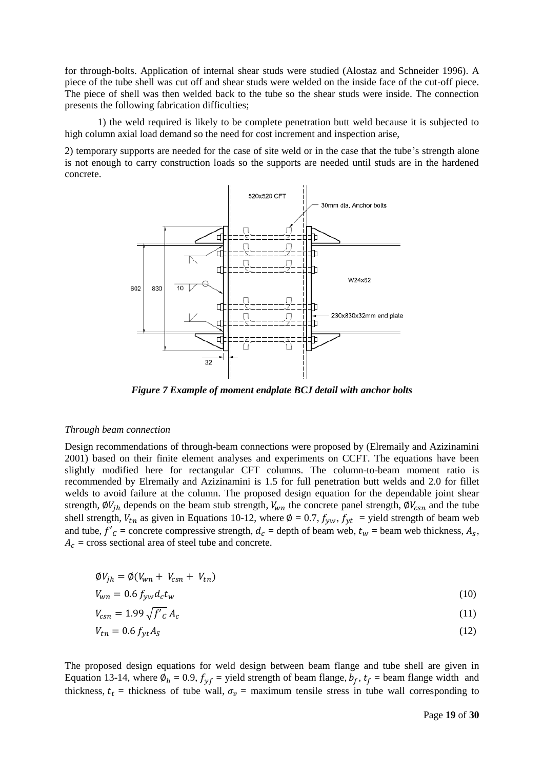for through-bolts. Application of internal shear studs were studied (Alostaz and Schneider 1996). A piece of the tube shell was cut off and shear studs were welded on the inside face of the cut-off piece. The piece of shell was then welded back to the tube so the shear studs were inside. The connection presents the following fabrication difficulties;

1) the weld required is likely to be complete penetration butt weld because it is subjected to high column axial load demand so the need for cost increment and inspection arise,

2) temporary supports are needed for the case of site weld or in the case that the tube's strength alone is not enough to carry construction loads so the supports are needed until studs are in the hardened concrete.

***Figure 7 Example of moment endplate BCJ detail with anchor bolts***

*Through beam connection*

Design recommendations of through-beam connections were proposed by (Elremaily and Azizinamini 2001) based on their finite element analyses and experiments on CCFT. The equations have been slightly modified here for rectangular CFT columns. The column-to-beam moment ratio is recommended by Elremaily and Azizinamini is 1.5 for full penetration butt welds and 2.0 for fillet welds to avoid failure at the column. The proposed design equation for the dependable joint shear strength, $\emptyset V_{jh}$ depends on the beam stub strength, $V_{wn}$ the concrete panel strength, $\emptyset V_{csn}$ and the tube shell strength, $V_{tn}$ as given in Equations 10-12, where $\emptyset$ = 0.7, $f_{yw}$, $f_{yt}$ = yield strength of beam web and tube, $f'_c$ = concrete compressive strength, $d_c$ = depth of beam web, $t_w$ = beam web thickness, $A_s$, $A_c$ = cross sectional area of steel tube and concrete.

$$\emptyset V_{jh} = \emptyset(V_{wn} + V_{csn} + V_{tn})$$

$$V_{wn} = 0.6\, f_{yw} d_c t_w \tag{10}$$

$$V_{csn} = 1.99\sqrt{f'_c}\, A_c \tag{11}$$

$$V_{tn} = 0.6\, f_{yt} A_S \tag{12}$$

The proposed design equations for weld design between beam flange and tube shell are given in Equation 13-14, where $\emptyset_b$ = 0.9, $f_{yf}$ = yield strength of beam flange, $b_f$, $t_f$ = beam flange width and thickness, $t_t$ = thickness of tube wall, $\sigma_v$ = maximum tensile stress in tube wall corresponding to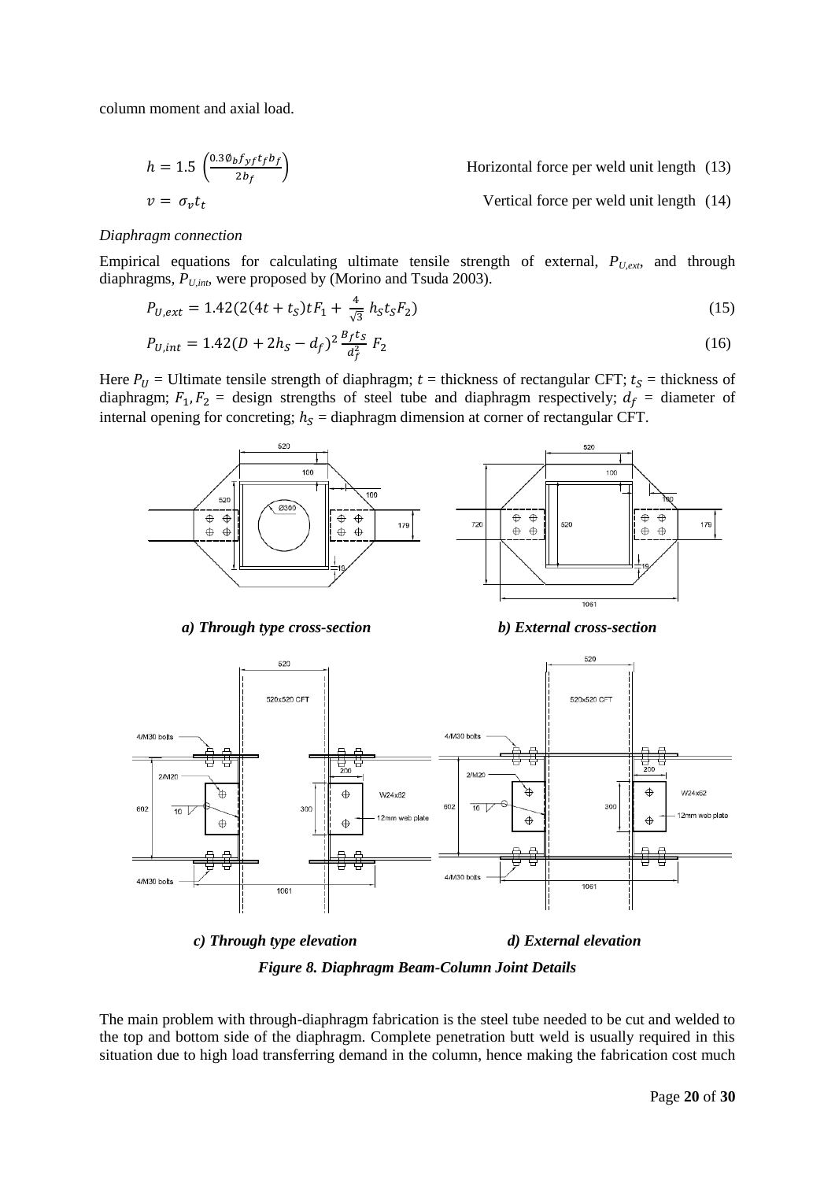column moment and axial load.

$$h = 1.5\left(\frac{0.3\phi_b f_{yf} t_f b_f}{2b_f}\right) \qquad \text{Horizontal force per weld unit length} \quad (13)$$

$$v = \sigma_v t_t \qquad \text{Vertical force per weld unit length} \quad (14)$$

*Diaphragm connection*

Empirical equations for calculating ultimate tensile strength of external, $P_{U,ext}$, and through diaphragms, $P_{U,int}$, were proposed by (Morino and Tsuda 2003).

$$P_{U,ext} = 1.42(2(4t + t_S)tF_1 + \frac{4}{\sqrt{3}}\, h_S t_S F_2) \tag{15}$$

$$P_{U,int} = 1.42(D + 2h_S - d_f)^2 \frac{B_f t_S}{d_f^2}\, F_2 \tag{16}$$

Here $P_U$ = Ultimate tensile strength of diaphragm; $t$ = thickness of rectangular CFT; $t_S$ = thickness of diaphragm; $F_1, F_2$ = design strengths of steel tube and diaphragm respectively; $d_f$ = diameter of internal opening for concreting; $h_S$ = diaphragm dimension at corner of rectangular CFT.

*a) Through type cross-section* *b) External cross-section*

*c) Through type elevation* *d) External elevation*

***Figure 8. Diaphragm Beam-Column Joint Details***

The main problem with through-diaphragm fabrication is the steel tube needed to be cut and welded to the top and bottom side of the diaphragm. Complete penetration butt weld is usually required in this situation due to high load transferring demand in the column, hence making the fabrication cost much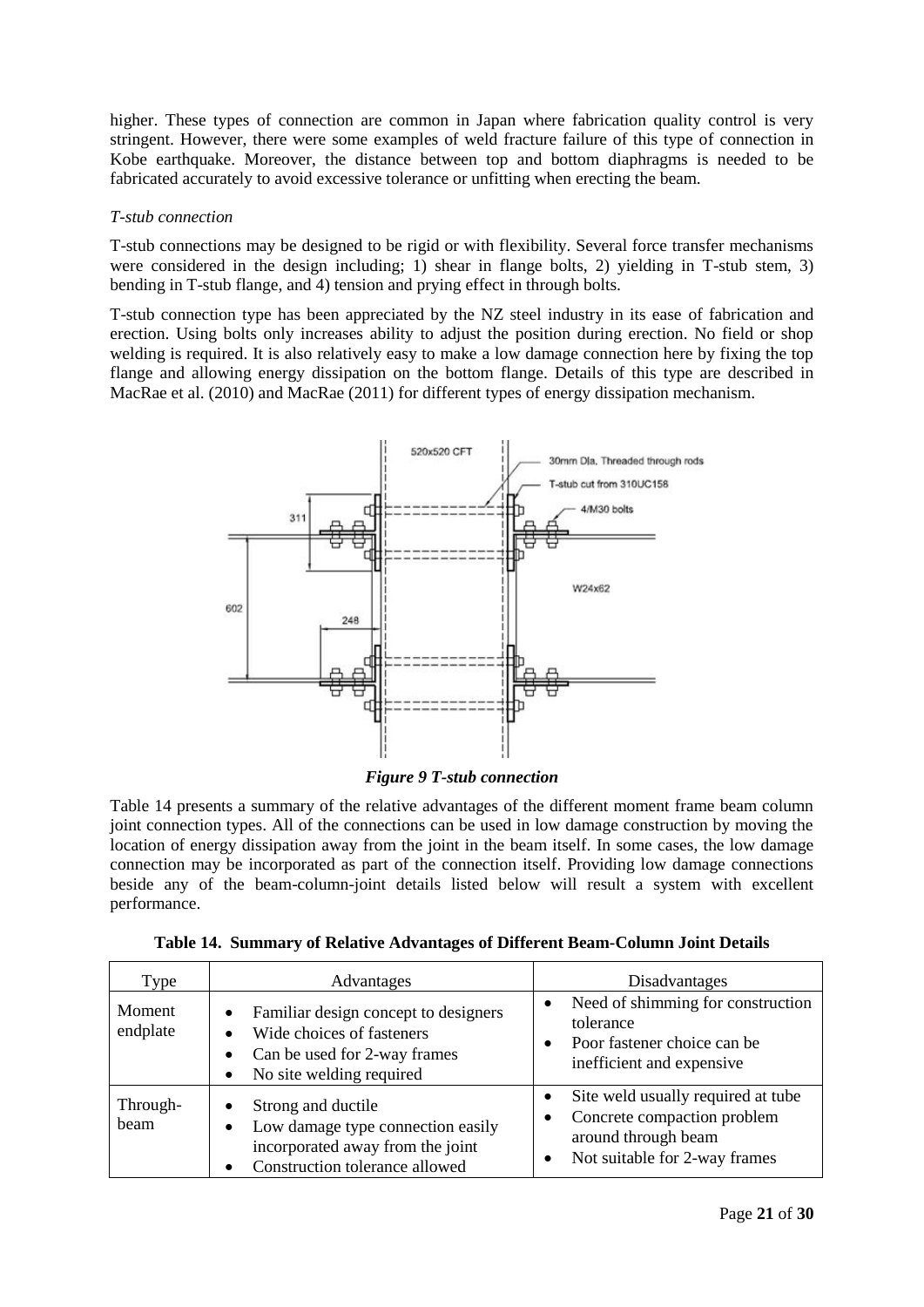higher. These types of connection are common in Japan where fabrication quality control is very stringent. However, there were some examples of weld fracture failure of this type of connection in Kobe earthquake. Moreover, the distance between top and bottom diaphragms is needed to be fabricated accurately to avoid excessive tolerance or unfitting when erecting the beam.

*T-stub connection*

T-stub connections may be designed to be rigid or with flexibility. Several force transfer mechanisms were considered in the design including; 1) shear in flange bolts, 2) yielding in T-stub stem, 3) bending in T-stub flange, and 4) tension and prying effect in through bolts.

T-stub connection type has been appreciated by the NZ steel industry in its ease of fabrication and erection. Using bolts only increases ability to adjust the position during erection. No field or shop welding is required. It is also relatively easy to make a low damage connection here by fixing the top flange and allowing energy dissipation on the bottom flange. Details of this type are described in MacRae et al. (2010) and MacRae (2011) for different types of energy dissipation mechanism.

***Figure 9 T-stub connection***

Table 14 presents a summary of the relative advantages of the different moment frame beam column joint connection types. All of the connections can be used in low damage construction by moving the location of energy dissipation away from the joint in the beam itself. In some cases, the low damage connection may be incorporated as part of the connection itself. Providing low damage connections beside any of the beam-column-joint details listed below will result a system with excellent performance.

**Table 14. Summary of Relative Advantages of Different Beam-Column Joint Details**

| Type | Advantages | Disadvantages |
|---|---|---|
| Moment endplate | • Familiar design concept to designers<br>• Wide choices of fasteners<br>• Can be used for 2-way frames<br>• No site welding required | • Need of shimming for construction tolerance<br>• Poor fastener choice can be inefficient and expensive |
| Through-beam | • Strong and ductile<br>• Low damage type connection easily incorporated away from the joint<br>• Construction tolerance allowed | • Site weld usually required at tube<br>• Concrete compaction problem around through beam<br>• Not suitable for 2-way frames |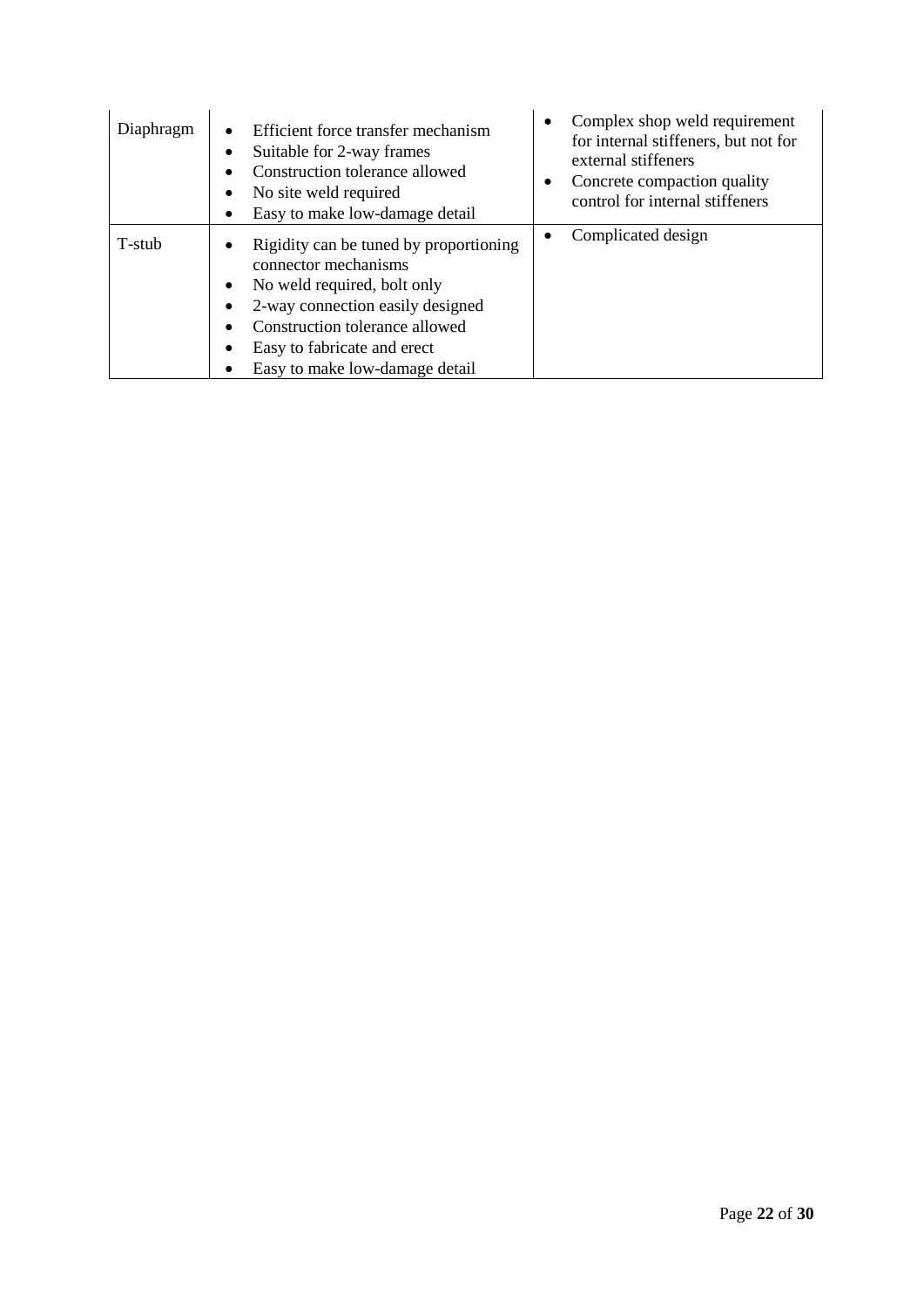| | | |
|---|---|---|
| Diaphragm | • Efficient force transfer mechanism<br>• Suitable for 2-way frames<br>• Construction tolerance allowed<br>• No site weld required<br>• Easy to make low-damage detail | • Complex shop weld requirement for internal stiffeners, but not for external stiffeners<br>• Concrete compaction quality control for internal stiffeners |
| T-stub | • Rigidity can be tuned by proportioning connector mechanisms<br>• No weld required, bolt only<br>• 2-way connection easily designed<br>• Construction tolerance allowed<br>• Easy to fabricate and erect<br>• Easy to make low-damage detail | • Complicated design |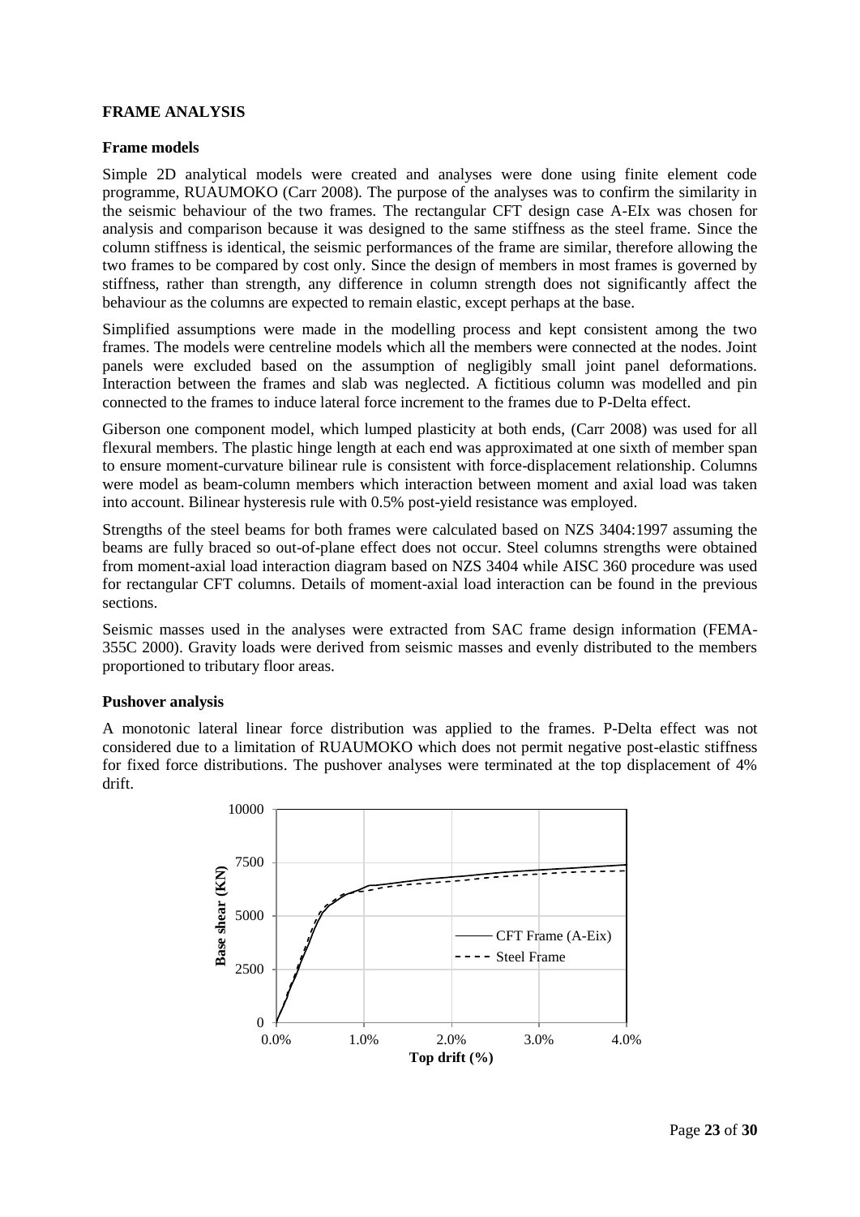**FRAME ANALYSIS**

**Frame models**

Simple 2D analytical models were created and analyses were done using finite element code programme, RUAUMOKO (Carr 2008). The purpose of the analyses was to confirm the similarity in the seismic behaviour of the two frames. The rectangular CFT design case A-EIx was chosen for analysis and comparison because it was designed to the same stiffness as the steel frame. Since the column stiffness is identical, the seismic performances of the frame are similar, therefore allowing the two frames to be compared by cost only. Since the design of members in most frames is governed by stiffness, rather than strength, any difference in column strength does not significantly affect the behaviour as the columns are expected to remain elastic, except perhaps at the base.

Simplified assumptions were made in the modelling process and kept consistent among the two frames. The models were centreline models which all the members were connected at the nodes. Joint panels were excluded based on the assumption of negligibly small joint panel deformations. Interaction between the frames and slab was neglected. A fictitious column was modelled and pin connected to the frames to induce lateral force increment to the frames due to P-Delta effect.

Giberson one component model, which lumped plasticity at both ends, (Carr 2008) was used for all flexural members. The plastic hinge length at each end was approximated at one sixth of member span to ensure moment-curvature bilinear rule is consistent with force-displacement relationship. Columns were model as beam-column members which interaction between moment and axial load was taken into account. Bilinear hysteresis rule with 0.5% post-yield resistance was employed.

Strengths of the steel beams for both frames were calculated based on NZS 3404:1997 assuming the beams are fully braced so out-of-plane effect does not occur. Steel columns strengths were obtained from moment-axial load interaction diagram based on NZS 3404 while AISC 360 procedure was used for rectangular CFT columns. Details of moment-axial load interaction can be found in the previous sections.

Seismic masses used in the analyses were extracted from SAC frame design information (FEMA-355C 2000). Gravity loads were derived from seismic masses and evenly distributed to the members proportioned to tributary floor areas.

**Pushover analysis**

A monotonic lateral linear force distribution was applied to the frames. P-Delta effect was not considered due to a limitation of RUAUMOKO which does not permit negative post-elastic stiffness for fixed force distributions. The pushover analyses were terminated at the top displacement of 4% drift.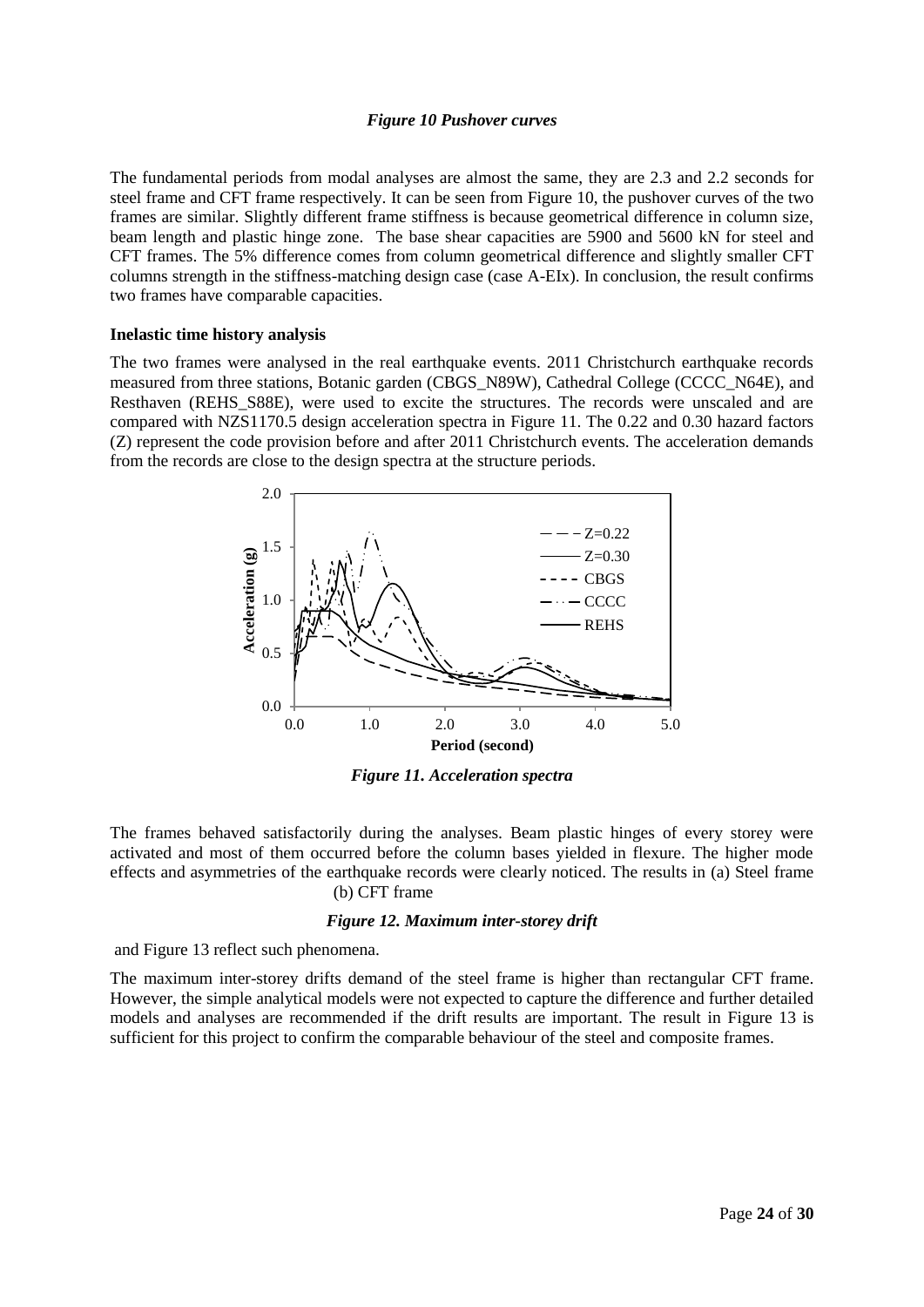*Figure 10 Pushover curves*

The fundamental periods from modal analyses are almost the same, they are 2.3 and 2.2 seconds for steel frame and CFT frame respectively. It can be seen from Figure 10, the pushover curves of the two frames are similar. Slightly different frame stiffness is because geometrical difference in column size, beam length and plastic hinge zone. The base shear capacities are 5900 and 5600 kN for steel and CFT frames. The 5% difference comes from column geometrical difference and slightly smaller CFT columns strength in the stiffness-matching design case (case A-EIx). In conclusion, the result confirms two frames have comparable capacities.

**Inelastic time history analysis**

The two frames were analysed in the real earthquake events. 2011 Christchurch earthquake records measured from three stations, Botanic garden (CBGS_N89W), Cathedral College (CCCC_N64E), and Resthaven (REHS_S88E), were used to excite the structures. The records were unscaled and are compared with NZS1170.5 design acceleration spectra in Figure 11. The 0.22 and 0.30 hazard factors (Z) represent the code provision before and after 2011 Christchurch events. The acceleration demands from the records are close to the design spectra at the structure periods.

*Figure 11. Acceleration spectra*

The frames behaved satisfactorily during the analyses. Beam plastic hinges of every storey were activated and most of them occurred before the column bases yielded in flexure. The higher mode effects and asymmetries of the earthquake records were clearly noticed. The results in (a) Steel frame (b) CFT frame

*Figure 12. Maximum inter-storey drift*

and Figure 13 reflect such phenomena.

The maximum inter-storey drifts demand of the steel frame is higher than rectangular CFT frame. However, the simple analytical models were not expected to capture the difference and further detailed models and analyses are recommended if the drift results are important. The result in Figure 13 is sufficient for this project to confirm the comparable behaviour of the steel and composite frames.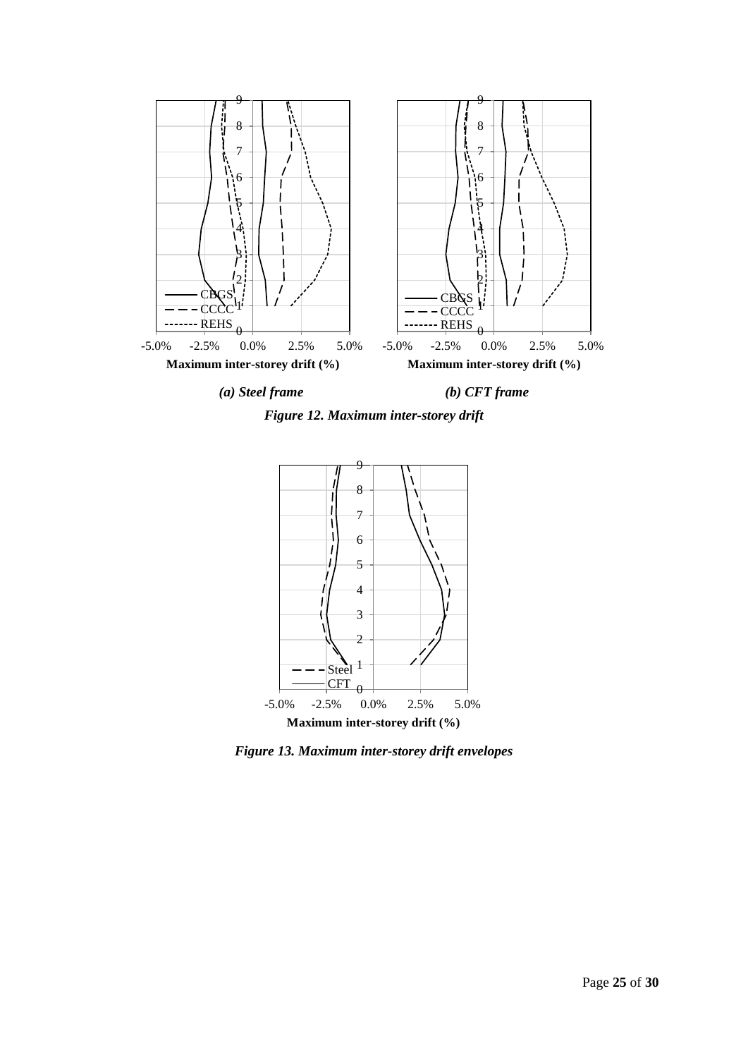*(a) Steel frame* *(b) CFT frame*

***Figure 12. Maximum inter-storey drift***

***Figure 13. Maximum inter-storey drift envelopes***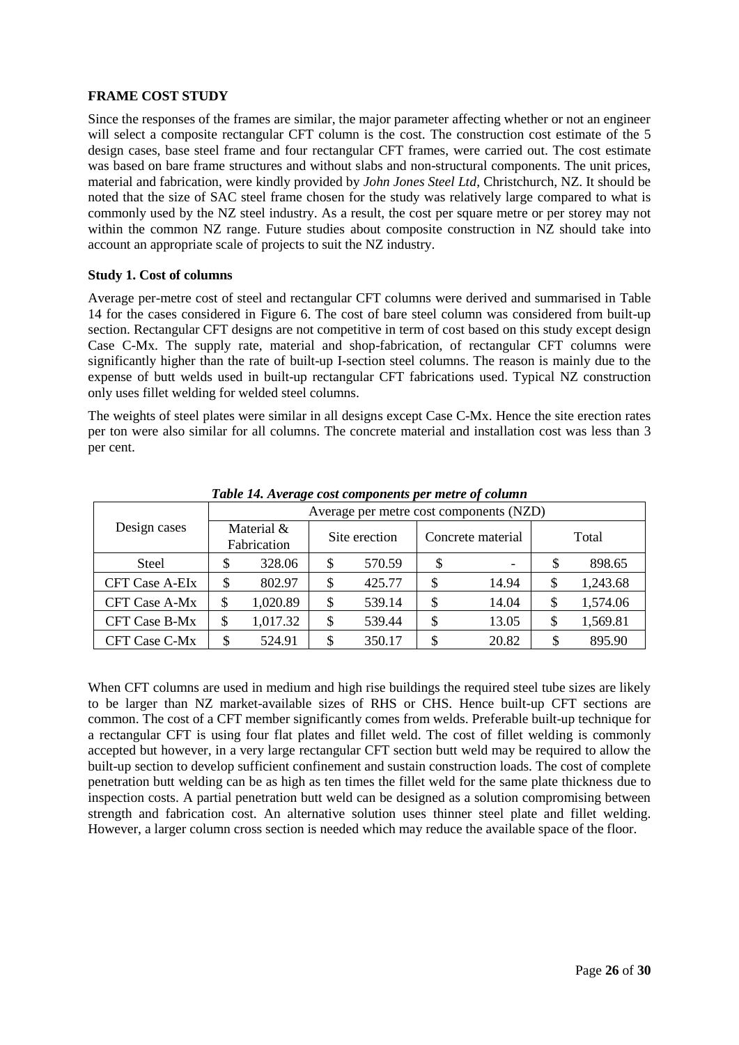## FRAME COST STUDY

Since the responses of the frames are similar, the major parameter affecting whether or not an engineer will select a composite rectangular CFT column is the cost. The construction cost estimate of the 5 design cases, base steel frame and four rectangular CFT frames, were carried out. The cost estimate was based on bare frame structures and without slabs and non-structural components. The unit prices, material and fabrication, were kindly provided by *John Jones Steel Ltd*, Christchurch, NZ. It should be noted that the size of SAC steel frame chosen for the study was relatively large compared to what is commonly used by the NZ steel industry. As a result, the cost per square metre or per storey may not within the common NZ range. Future studies about composite construction in NZ should take into account an appropriate scale of projects to suit the NZ industry.

### Study 1. Cost of columns

Average per-metre cost of steel and rectangular CFT columns were derived and summarised in Table 14 for the cases considered in Figure 6. The cost of bare steel column was considered from built-up section. Rectangular CFT designs are not competitive in term of cost based on this study except design Case C-Mx. The supply rate, material and shop-fabrication, of rectangular CFT columns were significantly higher than the rate of built-up I-section steel columns. The reason is mainly due to the expense of butt welds used in built-up rectangular CFT fabrications used. Typical NZ construction only uses fillet welding for welded steel columns.

The weights of steel plates were similar in all designs except Case C-Mx. Hence the site erection rates per ton were also similar for all columns. The concrete material and installation cost was less than 3 per cent.

*Table 14. Average cost components per metre of column*

| Design cases | Average per metre cost components (NZD) | | | |
|---|---|---|---|---|
| | Material & Fabrication | Site erection | Concrete material | Total |
| Steel | $ 328.06 | $ 570.59 | $ - | $ 898.65 |
| CFT Case A-EIx | $ 802.97 | $ 425.77 | $ 14.94 | $ 1,243.68 |
| CFT Case A-Mx | $ 1,020.89 | $ 539.14 | $ 14.04 | $ 1,574.06 |
| CFT Case B-Mx | $ 1,017.32 | $ 539.44 | $ 13.05 | $ 1,569.81 |
| CFT Case C-Mx | $ 524.91 | $ 350.17 | $ 20.82 | $ 895.90 |

When CFT columns are used in medium and high rise buildings the required steel tube sizes are likely to be larger than NZ market-available sizes of RHS or CHS. Hence built-up CFT sections are common. The cost of a CFT member significantly comes from welds. Preferable built-up technique for a rectangular CFT is using four flat plates and fillet weld. The cost of fillet welding is commonly accepted but however, in a very large rectangular CFT section butt weld may be required to allow the built-up section to develop sufficient confinement and sustain construction loads. The cost of complete penetration butt welding can be as high as ten times the fillet weld for the same plate thickness due to inspection costs. A partial penetration butt weld can be designed as a solution compromising between strength and fabrication cost. An alternative solution uses thinner steel plate and fillet welding. However, a larger column cross section is needed which may reduce the available space of the floor.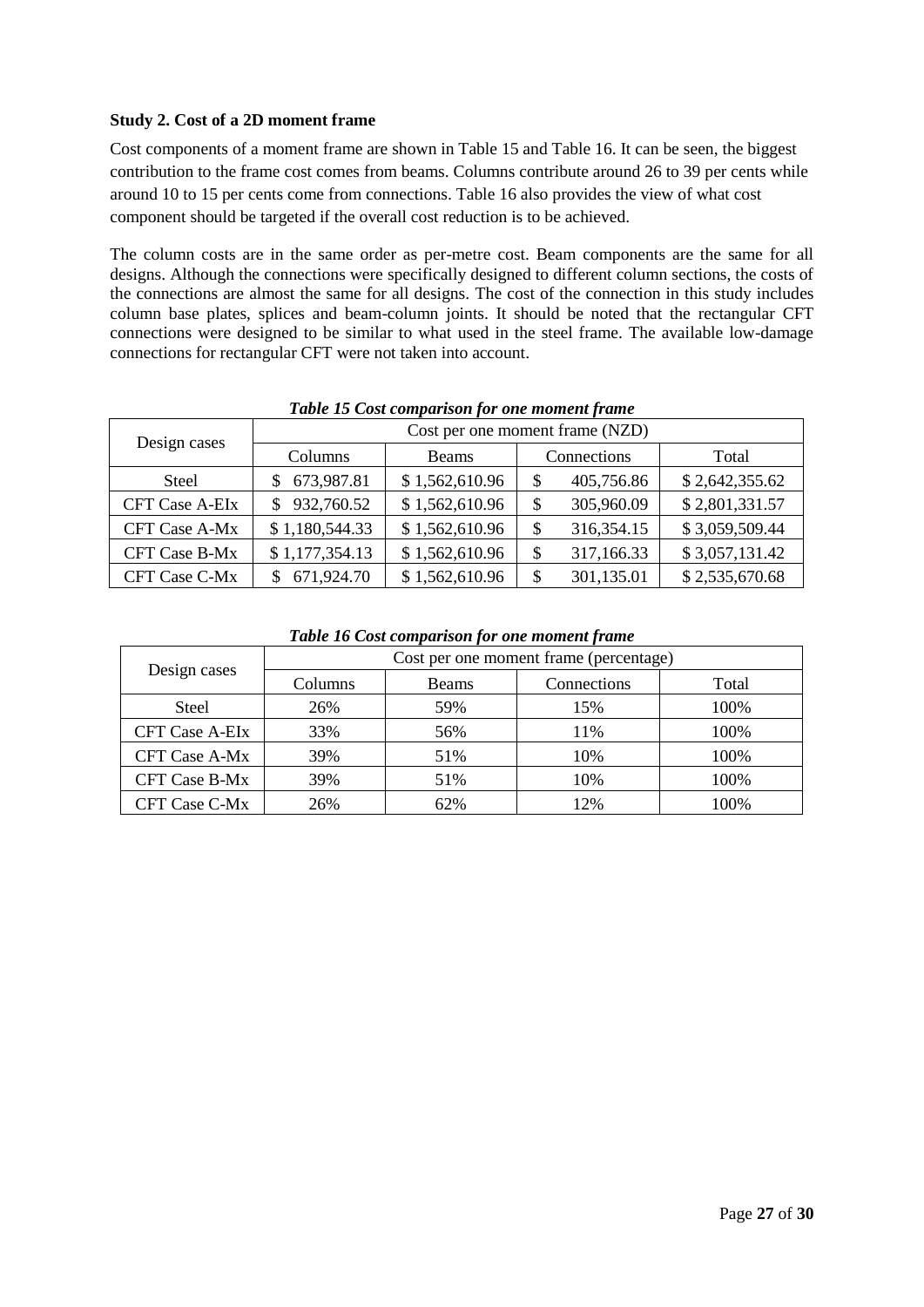**Study 2. Cost of a 2D moment frame**

Cost components of a moment frame are shown in Table 15 and Table 16. It can be seen, the biggest contribution to the frame cost comes from beams. Columns contribute around 26 to 39 per cents while around 10 to 15 per cents come from connections. Table 16 also provides the view of what cost component should be targeted if the overall cost reduction is to be achieved.

The column costs are in the same order as per-metre cost. Beam components are the same for all designs. Although the connections were specifically designed to different column sections, the costs of the connections are almost the same for all designs. The cost of the connection in this study includes column base plates, splices and beam-column joints. It should be noted that the rectangular CFT connections were designed to be similar to what used in the steel frame. The available low-damage connections for rectangular CFT were not taken into account.

***Table 15 Cost comparison for one moment frame***

| Design cases | Cost per one moment frame (NZD) | | | |
|---|---|---|---|---|
| | Columns | Beams | Connections | Total |
| Steel | \$ 673,987.81 | \$ 1,562,610.96 | \$ 405,756.86 | \$ 2,642,355.62 |
| CFT Case A-EIx | \$ 932,760.52 | \$ 1,562,610.96 | \$ 305,960.09 | \$ 2,801,331.57 |
| CFT Case A-Mx | \$ 1,180,544.33 | \$ 1,562,610.96 | \$ 316,354.15 | \$ 3,059,509.44 |
| CFT Case B-Mx | \$ 1,177,354.13 | \$ 1,562,610.96 | \$ 317,166.33 | \$ 3,057,131.42 |
| CFT Case C-Mx | \$ 671,924.70 | \$ 1,562,610.96 | \$ 301,135.01 | \$ 2,535,670.68 |

***Table 16 Cost comparison for one moment frame***

| Design cases | Cost per one moment frame (percentage) | | | |
|---|---|---|---|---|
| | Columns | Beams | Connections | Total |
| Steel | 26% | 59% | 15% | 100% |
| CFT Case A-EIx | 33% | 56% | 11% | 100% |
| CFT Case A-Mx | 39% | 51% | 10% | 100% |
| CFT Case B-Mx | 39% | 51% | 10% | 100% |
| CFT Case C-Mx | 26% | 62% | 12% | 100% |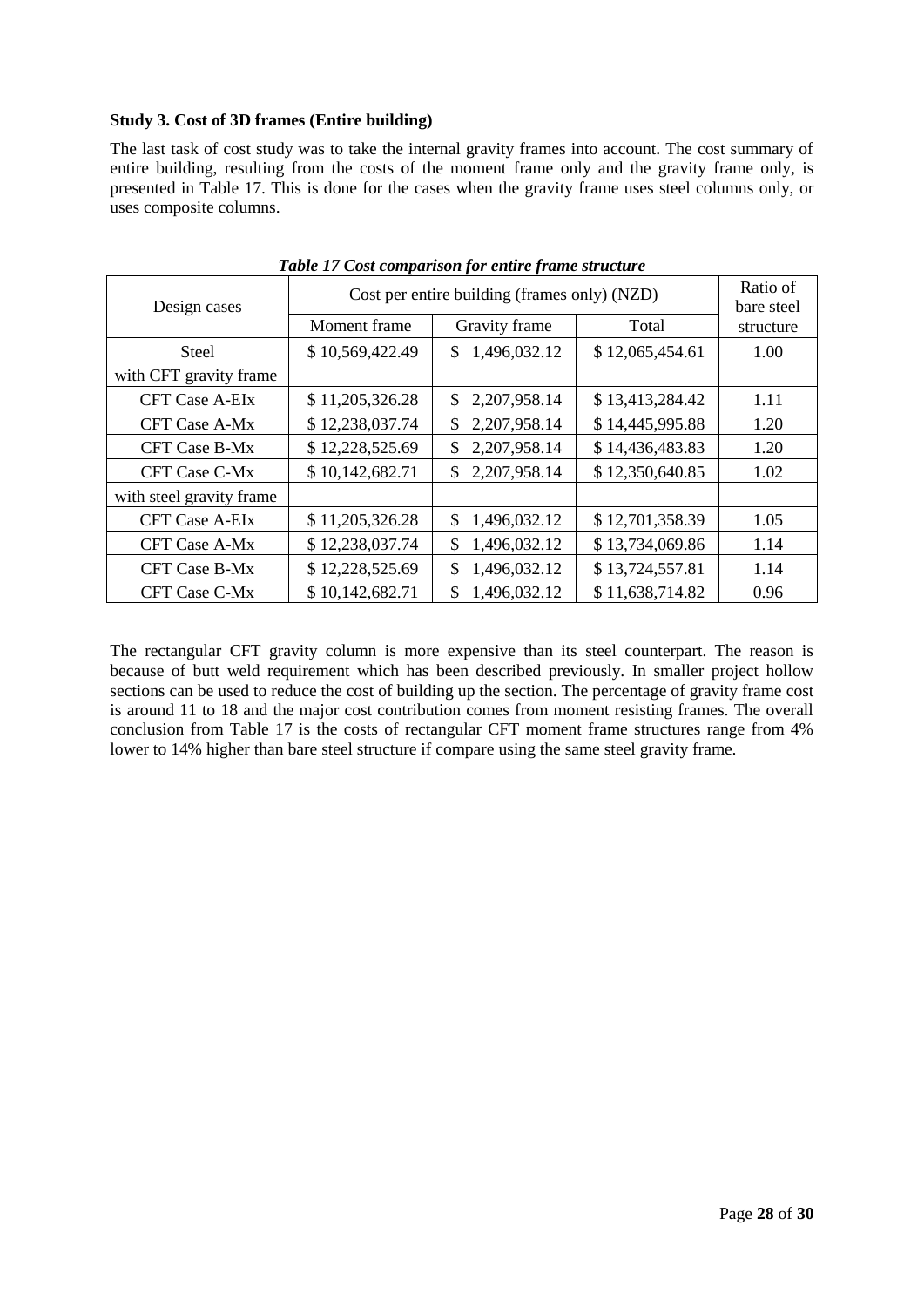**Study 3. Cost of 3D frames (Entire building)**

The last task of cost study was to take the internal gravity frames into account. The cost summary of entire building, resulting from the costs of the moment frame only and the gravity frame only, is presented in Table 17. This is done for the cases when the gravity frame uses steel columns only, or uses composite columns.

***Table 17 Cost comparison for entire frame structure***

| Design cases | Cost per entire building (frames only) (NZD) | | | Ratio of bare steel structure |
|---|---|---|---|---|
| | Moment frame | Gravity frame | Total | |
| Steel | $ 10,569,422.49 | $ 1,496,032.12 | $ 12,065,454.61 | 1.00 |
| with CFT gravity frame | | | | |
| CFT Case A-EIx | $ 11,205,326.28 | $ 2,207,958.14 | $ 13,413,284.42 | 1.11 |
| CFT Case A-Mx | $ 12,238,037.74 | $ 2,207,958.14 | $ 14,445,995.88 | 1.20 |
| CFT Case B-Mx | $ 12,228,525.69 | $ 2,207,958.14 | $ 14,436,483.83 | 1.20 |
| CFT Case C-Mx | $ 10,142,682.71 | $ 2,207,958.14 | $ 12,350,640.85 | 1.02 |
| with steel gravity frame | | | | |
| CFT Case A-EIx | $ 11,205,326.28 | $ 1,496,032.12 | $ 12,701,358.39 | 1.05 |
| CFT Case A-Mx | $ 12,238,037.74 | $ 1,496,032.12 | $ 13,734,069.86 | 1.14 |
| CFT Case B-Mx | $ 12,228,525.69 | $ 1,496,032.12 | $ 13,724,557.81 | 1.14 |
| CFT Case C-Mx | $ 10,142,682.71 | $ 1,496,032.12 | $ 11,638,714.82 | 0.96 |

The rectangular CFT gravity column is more expensive than its steel counterpart. The reason is because of butt weld requirement which has been described previously. In smaller project hollow sections can be used to reduce the cost of building up the section. The percentage of gravity frame cost is around 11 to 18 and the major cost contribution comes from moment resisting frames. The overall conclusion from Table 17 is the costs of rectangular CFT moment frame structures range from 4% lower to 14% higher than bare steel structure if compare using the same steel gravity frame.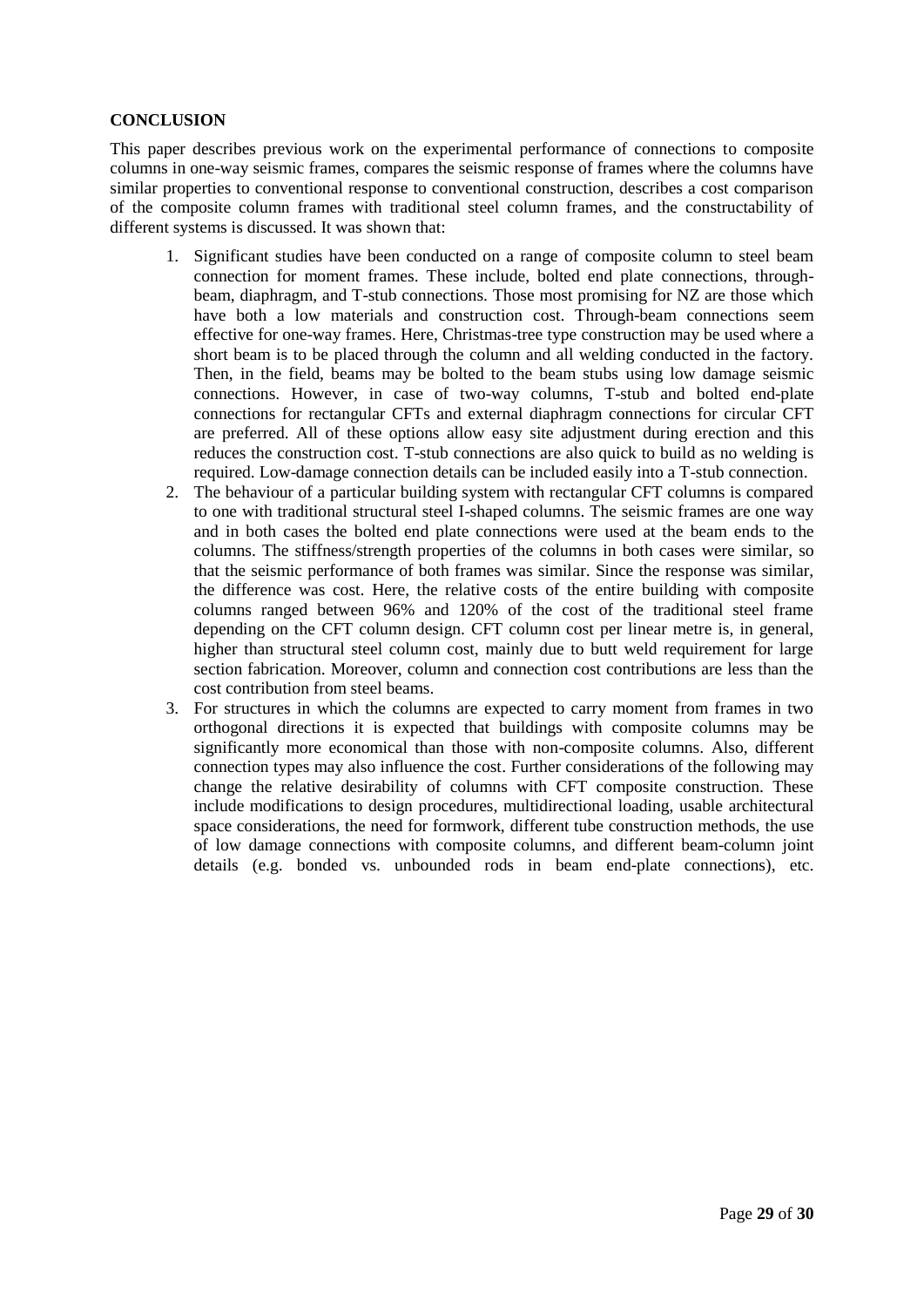**CONCLUSION**

This paper describes previous work on the experimental performance of connections to composite columns in one-way seismic frames, compares the seismic response of frames where the columns have similar properties to conventional response to conventional construction, describes a cost comparison of the composite column frames with traditional steel column frames, and the constructability of different systems is discussed. It was shown that:

1. Significant studies have been conducted on a range of composite column to steel beam connection for moment frames. These include, bolted end plate connections, through-beam, diaphragm, and T-stub connections. Those most promising for NZ are those which have both a low materials and construction cost. Through-beam connections seem effective for one-way frames. Here, Christmas-tree type construction may be used where a short beam is to be placed through the column and all welding conducted in the factory. Then, in the field, beams may be bolted to the beam stubs using low damage seismic connections. However, in case of two-way columns, T-stub and bolted end-plate connections for rectangular CFTs and external diaphragm connections for circular CFT are preferred. All of these options allow easy site adjustment during erection and this reduces the construction cost. T-stub connections are also quick to build as no welding is required. Low-damage connection details can be included easily into a T-stub connection.
2. The behaviour of a particular building system with rectangular CFT columns is compared to one with traditional structural steel I-shaped columns. The seismic frames are one way and in both cases the bolted end plate connections were used at the beam ends to the columns. The stiffness/strength properties of the columns in both cases were similar, so that the seismic performance of both frames was similar. Since the response was similar, the difference was cost. Here, the relative costs of the entire building with composite columns ranged between 96% and 120% of the cost of the traditional steel frame depending on the CFT column design. CFT column cost per linear metre is, in general, higher than structural steel column cost, mainly due to butt weld requirement for large section fabrication. Moreover, column and connection cost contributions are less than the cost contribution from steel beams.
3. For structures in which the columns are expected to carry moment from frames in two orthogonal directions it is expected that buildings with composite columns may be significantly more economical than those with non-composite columns. Also, different connection types may also influence the cost. Further considerations of the following may change the relative desirability of columns with CFT composite construction. These include modifications to design procedures, multidirectional loading, usable architectural space considerations, the need for formwork, different tube construction methods, the use of low damage connections with composite columns, and different beam-column joint details (e.g. bonded vs. unbounded rods in beam end-plate connections), etc.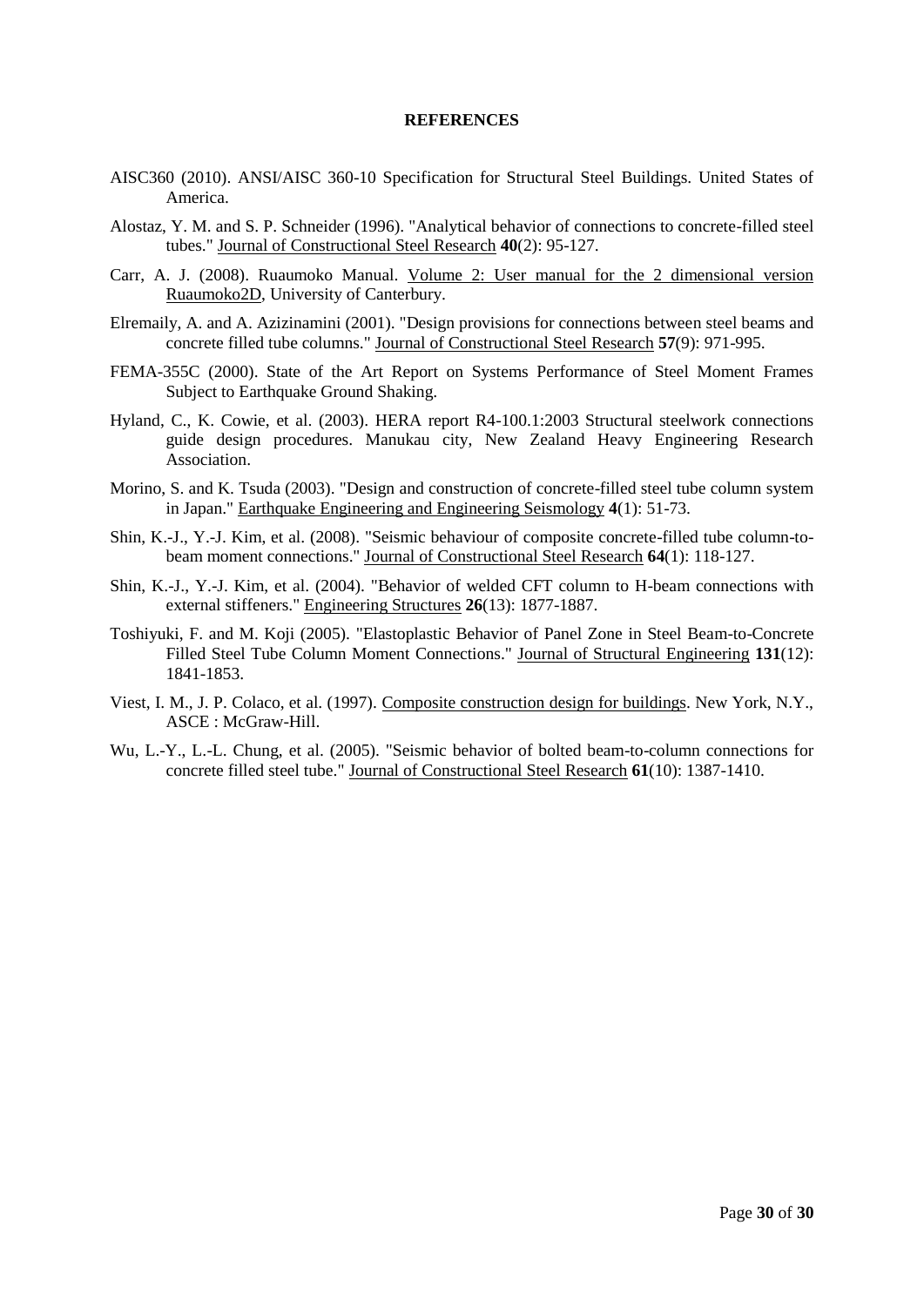# REFERENCES

AISC360 (2010). ANSI/AISC 360-10 Specification for Structural Steel Buildings. United States of America.

Alostaz, Y. M. and S. P. Schneider (1996). "Analytical behavior of connections to concrete-filled steel tubes." Journal of Constructional Steel Research **40**(2): 95-127.

Carr, A. J. (2008). Ruaumoko Manual. Volume 2: User manual for the 2 dimensional version Ruaumoko2D, University of Canterbury.

Elremaily, A. and A. Azizinamini (2001). "Design provisions for connections between steel beams and concrete filled tube columns." Journal of Constructional Steel Research **57**(9): 971-995.

FEMA-355C (2000). State of the Art Report on Systems Performance of Steel Moment Frames Subject to Earthquake Ground Shaking.

Hyland, C., K. Cowie, et al. (2003). HERA report R4-100.1:2003 Structural steelwork connections guide design procedures. Manukau city, New Zealand Heavy Engineering Research Association.

Morino, S. and K. Tsuda (2003). "Design and construction of concrete-filled steel tube column system in Japan." Earthquake Engineering and Engineering Seismology **4**(1): 51-73.

Shin, K.-J., Y.-J. Kim, et al. (2008). "Seismic behaviour of composite concrete-filled tube column-to-beam moment connections." Journal of Constructional Steel Research **64**(1): 118-127.

Shin, K.-J., Y.-J. Kim, et al. (2004). "Behavior of welded CFT column to H-beam connections with external stiffeners." Engineering Structures **26**(13): 1877-1887.

Toshiyuki, F. and M. Koji (2005). "Elastoplastic Behavior of Panel Zone in Steel Beam-to-Concrete Filled Steel Tube Column Moment Connections." Journal of Structural Engineering **131**(12): 1841-1853.

Viest, I. M., J. P. Colaco, et al. (1997). Composite construction design for buildings. New York, N.Y., ASCE : McGraw-Hill.

Wu, L.-Y., L.-L. Chung, et al. (2005). "Seismic behavior of bolted beam-to-column connections for concrete filled steel tube." Journal of Constructional Steel Research **61**(10): 1387-1410.